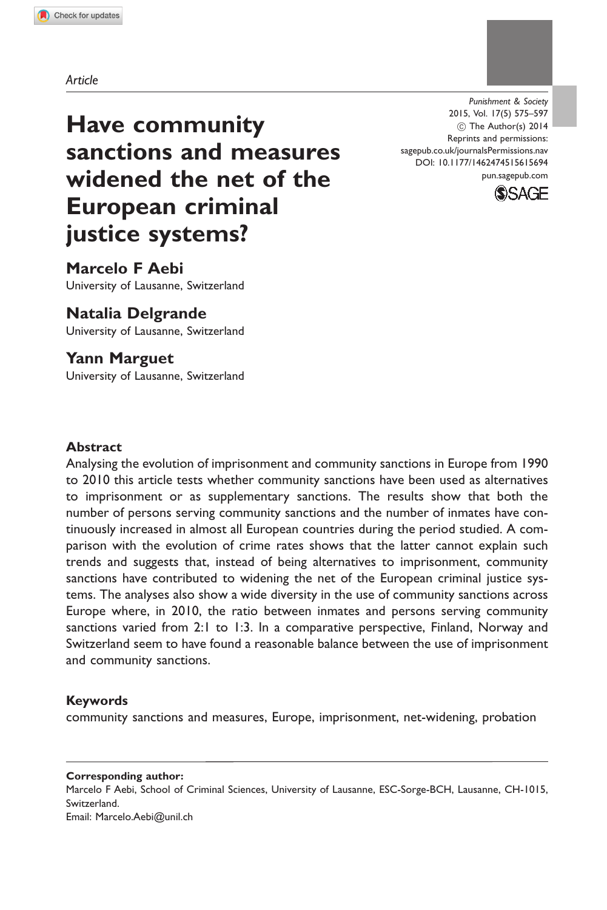*Article*

# Have community sanctions and measures widened the net of the European criminal justice systems?

**Marcelo F Aebi**
University of Lausanne, Switzerland

**Natalia Delgrande**
University of Lausanne, Switzerland

**Yann Marguet**
University of Lausanne, Switzerland

## Abstract

Analysing the evolution of imprisonment and community sanctions in Europe from 1990 to 2010 this article tests whether community sanctions have been used as alternatives to imprisonment or as supplementary sanctions. The results show that both the number of persons serving community sanctions and the number of inmates have continuously increased in almost all European countries during the period studied. A comparison with the evolution of crime rates shows that the latter cannot explain such trends and suggests that, instead of being alternatives to imprisonment, community sanctions have contributed to widening the net of the European criminal justice systems. The analyses also show a wide diversity in the use of community sanctions across Europe where, in 2010, the ratio between inmates and persons serving community sanctions varied from 2:1 to 1:3. In a comparative perspective, Finland, Norway and Switzerland seem to have found a reasonable balance between the use of imprisonment and community sanctions.

## Keywords

community sanctions and measures, Europe, imprisonment, net-widening, probation

**Corresponding author:**
Marcelo F Aebi, School of Criminal Sciences, University of Lausanne, ESC-Sorge-BCH, Lausanne, CH-1015, Switzerland.
Email: Marcelo.Aebi@unil.ch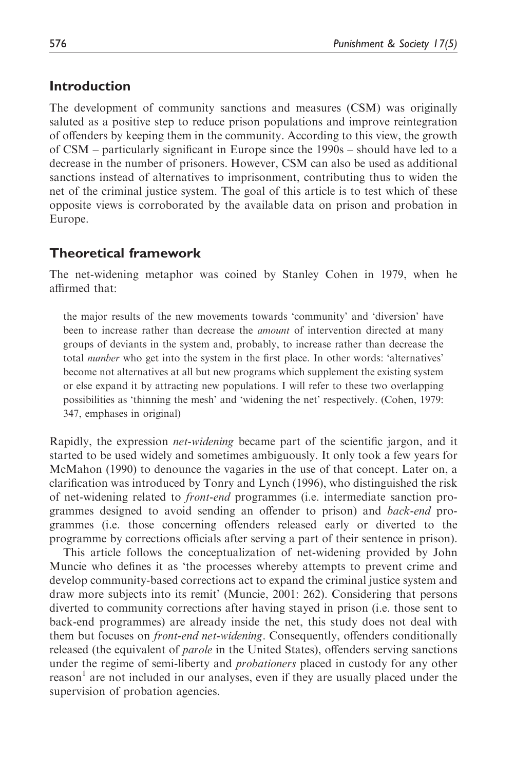## Introduction

The development of community sanctions and measures (CSM) was originally saluted as a positive step to reduce prison populations and improve reintegration of offenders by keeping them in the community. According to this view, the growth of CSM – particularly significant in Europe since the 1990s – should have led to a decrease in the number of prisoners. However, CSM can also be used as additional sanctions instead of alternatives to imprisonment, contributing thus to widen the net of the criminal justice system. The goal of this article is to test which of these opposite views is corroborated by the available data on prison and probation in Europe.

## Theoretical framework

The net-widening metaphor was coined by Stanley Cohen in 1979, when he affirmed that:

> the major results of the new movements towards 'community' and 'diversion' have been to increase rather than decrease the *amount* of intervention directed at many groups of deviants in the system and, probably, to increase rather than decrease the total *number* who get into the system in the first place. In other words: 'alternatives' become not alternatives at all but new programs which supplement the existing system or else expand it by attracting new populations. I will refer to these two overlapping possibilities as 'thinning the mesh' and 'widening the net' respectively. (Cohen, 1979: 347, emphases in original)

Rapidly, the expression *net-widening* became part of the scientific jargon, and it started to be used widely and sometimes ambiguously. It only took a few years for McMahon (1990) to denounce the vagaries in the use of that concept. Later on, a clarification was introduced by Tonry and Lynch (1996), who distinguished the risk of net-widening related to *front-end* programmes (i.e. intermediate sanction programmes designed to avoid sending an offender to prison) and *back-end* programmes (i.e. those concerning offenders released early or diverted to the programme by corrections officials after serving a part of their sentence in prison).

This article follows the conceptualization of net-widening provided by John Muncie who defines it as 'the processes whereby attempts to prevent crime and develop community-based corrections act to expand the criminal justice system and draw more subjects into its remit' (Muncie, 2001: 262). Considering that persons diverted to community corrections after having stayed in prison (i.e. those sent to back-end programmes) are already inside the net, this study does not deal with them but focuses on *front-end net-widening*. Consequently, offenders conditionally released (the equivalent of *parole* in the United States), offenders serving sanctions under the regime of semi-liberty and *probationers* placed in custody for any other reason[1] are not included in our analyses, even if they are usually placed under the supervision of probation agencies.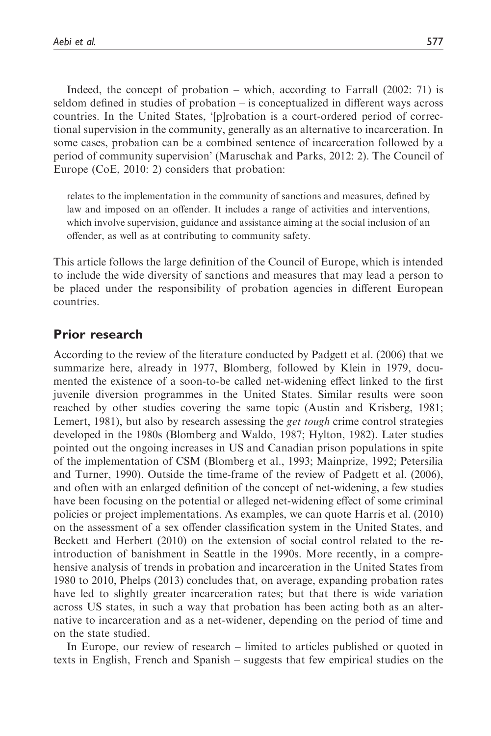Indeed, the concept of probation – which, according to Farrall (2002: 71) is seldom defined in studies of probation – is conceptualized in different ways across countries. In the United States, '[p]robation is a court-ordered period of correctional supervision in the community, generally as an alternative to incarceration. In some cases, probation can be a combined sentence of incarceration followed by a period of community supervision' (Maruschak and Parks, 2012: 2). The Council of Europe (CoE, 2010: 2) considers that probation:

> relates to the implementation in the community of sanctions and measures, defined by law and imposed on an offender. It includes a range of activities and interventions, which involve supervision, guidance and assistance aiming at the social inclusion of an offender, as well as at contributing to community safety.

This article follows the large definition of the Council of Europe, which is intended to include the wide diversity of sanctions and measures that may lead a person to be placed under the responsibility of probation agencies in different European countries.

## Prior research

According to the review of the literature conducted by Padgett et al. (2006) that we summarize here, already in 1977, Blomberg, followed by Klein in 1979, documented the existence of a soon-to-be called net-widening effect linked to the first juvenile diversion programmes in the United States. Similar results were soon reached by other studies covering the same topic (Austin and Krisberg, 1981; Lemert, 1981), but also by research assessing the *get tough* crime control strategies developed in the 1980s (Blomberg and Waldo, 1987; Hylton, 1982). Later studies pointed out the ongoing increases in US and Canadian prison populations in spite of the implementation of CSM (Blomberg et al., 1993; Mainprize, 1992; Petersilia and Turner, 1990). Outside the time-frame of the review of Padgett et al. (2006), and often with an enlarged definition of the concept of net-widening, a few studies have been focusing on the potential or alleged net-widening effect of some criminal policies or project implementations. As examples, we can quote Harris et al. (2010) on the assessment of a sex offender classification system in the United States, and Beckett and Herbert (2010) on the extension of social control related to the re-introduction of banishment in Seattle in the 1990s. More recently, in a comprehensive analysis of trends in probation and incarceration in the United States from 1980 to 2010, Phelps (2013) concludes that, on average, expanding probation rates have led to slightly greater incarceration rates; but that there is wide variation across US states, in such a way that probation has been acting both as an alternative to incarceration and as a net-widener, depending on the period of time and on the state studied.

In Europe, our review of research – limited to articles published or quoted in texts in English, French and Spanish – suggests that few empirical studies on the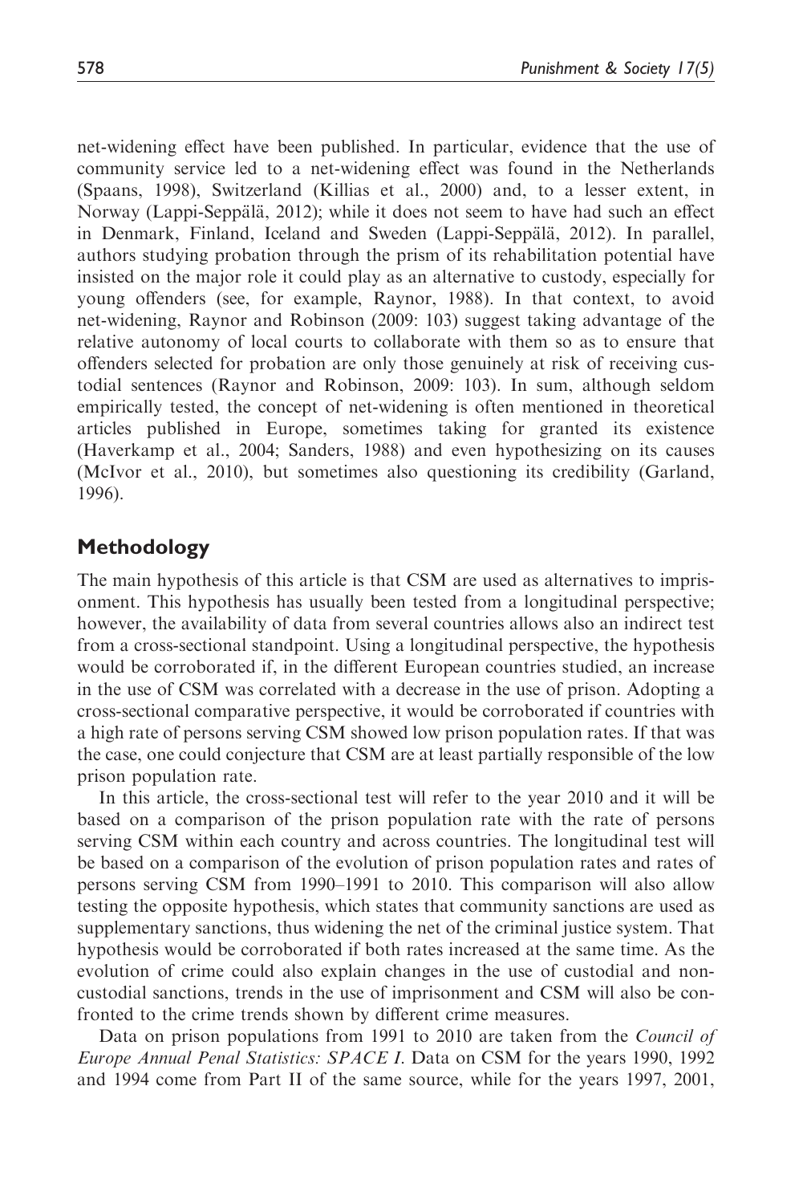net-widening effect have been published. In particular, evidence that the use of community service led to a net-widening effect was found in the Netherlands (Spaans, 1998), Switzerland (Killias et al., 2000) and, to a lesser extent, in Norway (Lappi-Seppälä, 2012); while it does not seem to have had such an effect in Denmark, Finland, Iceland and Sweden (Lappi-Seppälä, 2012). In parallel, authors studying probation through the prism of its rehabilitation potential have insisted on the major role it could play as an alternative to custody, especially for young offenders (see, for example, Raynor, 1988). In that context, to avoid net-widening, Raynor and Robinson (2009: 103) suggest taking advantage of the relative autonomy of local courts to collaborate with them so as to ensure that offenders selected for probation are only those genuinely at risk of receiving custodial sentences (Raynor and Robinson, 2009: 103). In sum, although seldom empirically tested, the concept of net-widening is often mentioned in theoretical articles published in Europe, sometimes taking for granted its existence (Haverkamp et al., 2004; Sanders, 1988) and even hypothesizing on its causes (McIvor et al., 2010), but sometimes also questioning its credibility (Garland, 1996).

## Methodology

The main hypothesis of this article is that CSM are used as alternatives to imprisonment. This hypothesis has usually been tested from a longitudinal perspective; however, the availability of data from several countries allows also an indirect test from a cross-sectional standpoint. Using a longitudinal perspective, the hypothesis would be corroborated if, in the different European countries studied, an increase in the use of CSM was correlated with a decrease in the use of prison. Adopting a cross-sectional comparative perspective, it would be corroborated if countries with a high rate of persons serving CSM showed low prison population rates. If that was the case, one could conjecture that CSM are at least partially responsible of the low prison population rate.

In this article, the cross-sectional test will refer to the year 2010 and it will be based on a comparison of the prison population rate with the rate of persons serving CSM within each country and across countries. The longitudinal test will be based on a comparison of the evolution of prison population rates and rates of persons serving CSM from 1990–1991 to 2010. This comparison will also allow testing the opposite hypothesis, which states that community sanctions are used as supplementary sanctions, thus widening the net of the criminal justice system. That hypothesis would be corroborated if both rates increased at the same time. As the evolution of crime could also explain changes in the use of custodial and non-custodial sanctions, trends in the use of imprisonment and CSM will also be confronted to the crime trends shown by different crime measures.

Data on prison populations from 1991 to 2010 are taken from the *Council of Europe Annual Penal Statistics: SPACE I*. Data on CSM for the years 1990, 1992 and 1994 come from Part II of the same source, while for the years 1997, 2001,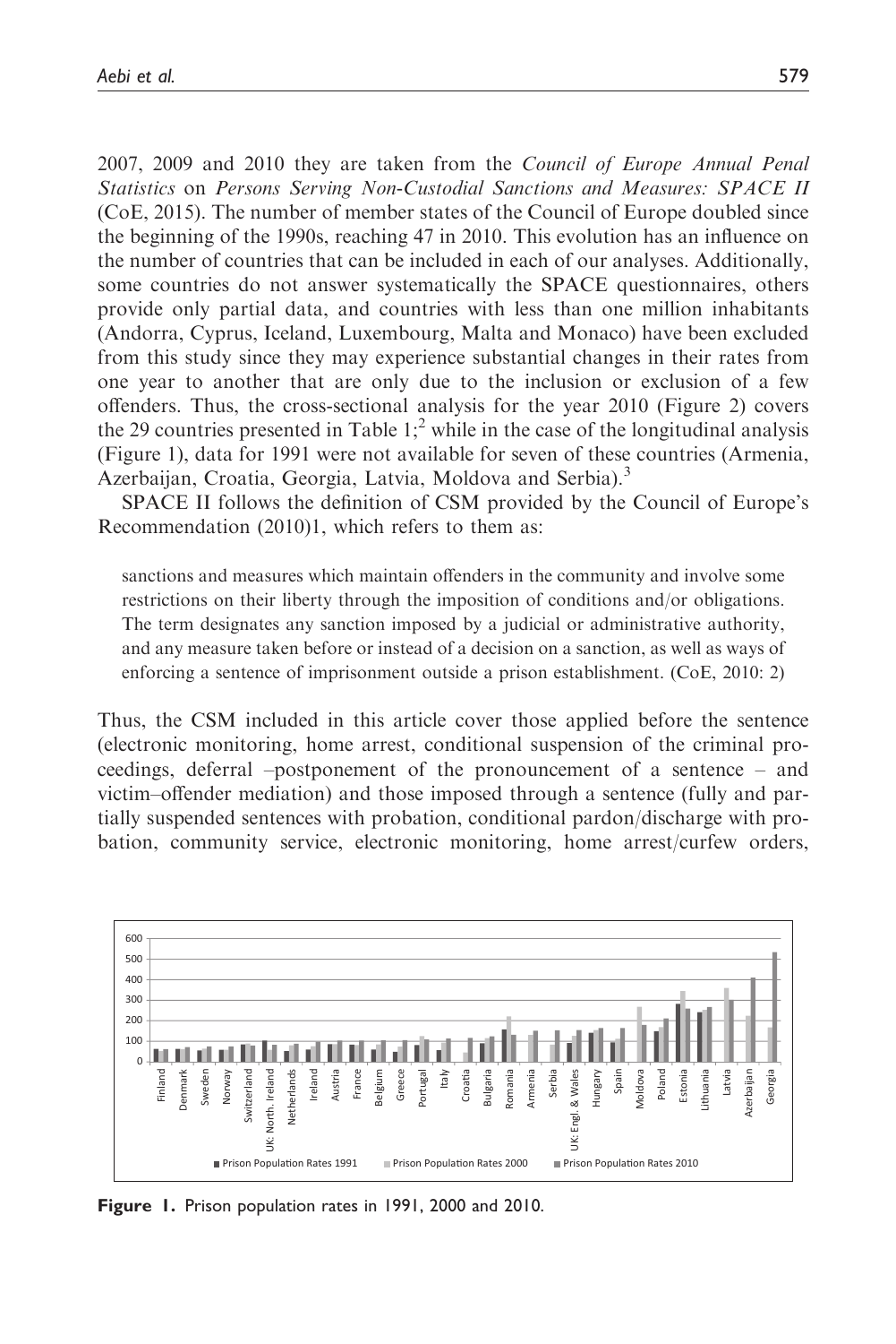2007, 2009 and 2010 they are taken from the *Council of Europe Annual Penal Statistics* on *Persons Serving Non-Custodial Sanctions and Measures: SPACE II* (CoE, 2015). The number of member states of the Council of Europe doubled since the beginning of the 1990s, reaching 47 in 2010. This evolution has an influence on the number of countries that can be included in each of our analyses. Additionally, some countries do not answer systematically the SPACE questionnaires, others provide only partial data, and countries with less than one million inhabitants (Andorra, Cyprus, Iceland, Luxembourg, Malta and Monaco) have been excluded from this study since they may experience substantial changes in their rates from one year to another that are only due to the inclusion or exclusion of a few offenders. Thus, the cross-sectional analysis for the year 2010 (Figure 2) covers the 29 countries presented in Table 1;[2] while in the case of the longitudinal analysis (Figure 1), data for 1991 were not available for seven of these countries (Armenia, Azerbaijan, Croatia, Georgia, Latvia, Moldova and Serbia).[3]

SPACE II follows the definition of CSM provided by the Council of Europe's Recommendation (2010)1, which refers to them as:

> sanctions and measures which maintain offenders in the community and involve some restrictions on their liberty through the imposition of conditions and/or obligations. The term designates any sanction imposed by a judicial or administrative authority, and any measure taken before or instead of a decision on a sanction, as well as ways of enforcing a sentence of imprisonment outside a prison establishment. (CoE, 2010: 2)

Thus, the CSM included in this article cover those applied before the sentence (electronic monitoring, home arrest, conditional suspension of the criminal proceedings, deferral –postponement of the pronouncement of a sentence – and victim–offender mediation) and those imposed through a sentence (fully and partially suspended sentences with probation, conditional pardon/discharge with probation, community service, electronic monitoring, home arrest/curfew orders,

**Figure 1.** Prison population rates in 1991, 2000 and 2010.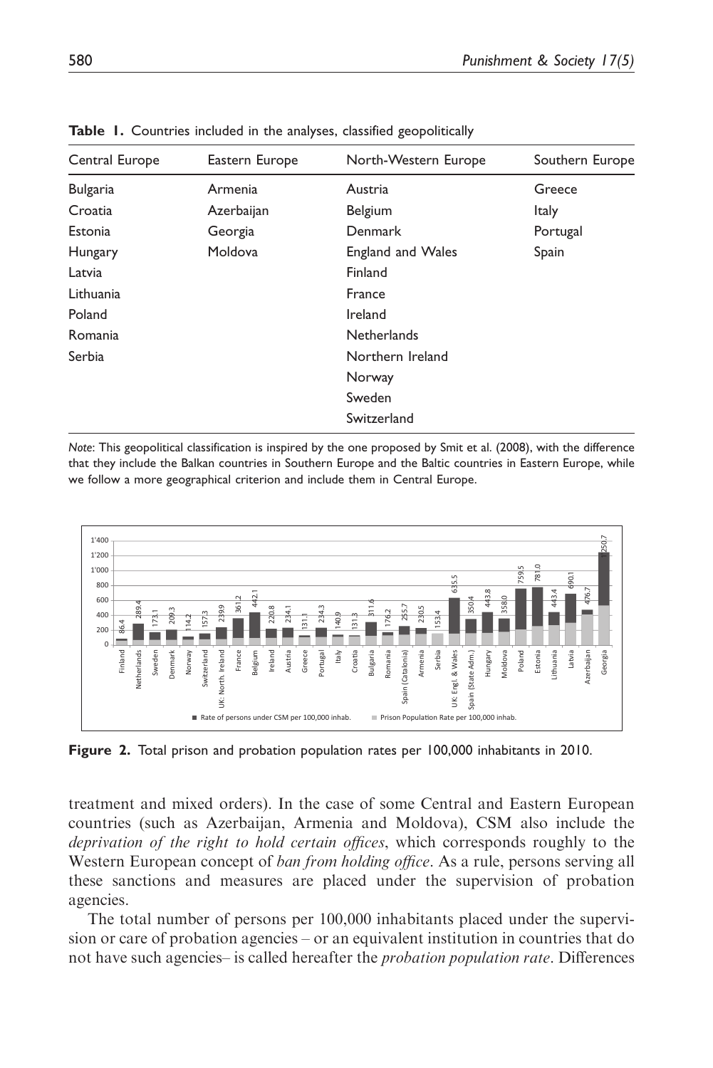**Table 1.** Countries included in the analyses, classified geopolitically

| Central Europe | Eastern Europe | North-Western Europe | Southern Europe |
|---|---|---|---|
| Bulgaria | Armenia | Austria | Greece |
| Croatia | Azerbaijan | Belgium | Italy |
| Estonia | Georgia | Denmark | Portugal |
| Hungary | Moldova | England and Wales | Spain |
| Latvia | | Finland | |
| Lithuania | | France | |
| Poland | | Ireland | |
| Romania | | Netherlands | |
| Serbia | | Northern Ireland | |
| | | Norway | |
| | | Sweden | |
| | | Switzerland | |

*Note*: This geopolitical classification is inspired by the one proposed by Smit et al. (2008), with the difference that they include the Balkan countries in Southern Europe and the Baltic countries in Eastern Europe, while we follow a more geographical criterion and include them in Central Europe.

**Figure 2.** Total prison and probation population rates per 100,000 inhabitants in 2010.

treatment and mixed orders). In the case of some Central and Eastern European countries (such as Azerbaijan, Armenia and Moldova), CSM also include the *deprivation of the right to hold certain offices*, which corresponds roughly to the Western European concept of *ban from holding office*. As a rule, persons serving all these sanctions and measures are placed under the supervision of probation agencies.

The total number of persons per 100,000 inhabitants placed under the supervision or care of probation agencies – or an equivalent institution in countries that do not have such agencies– is called hereafter the *probation population rate*. Differences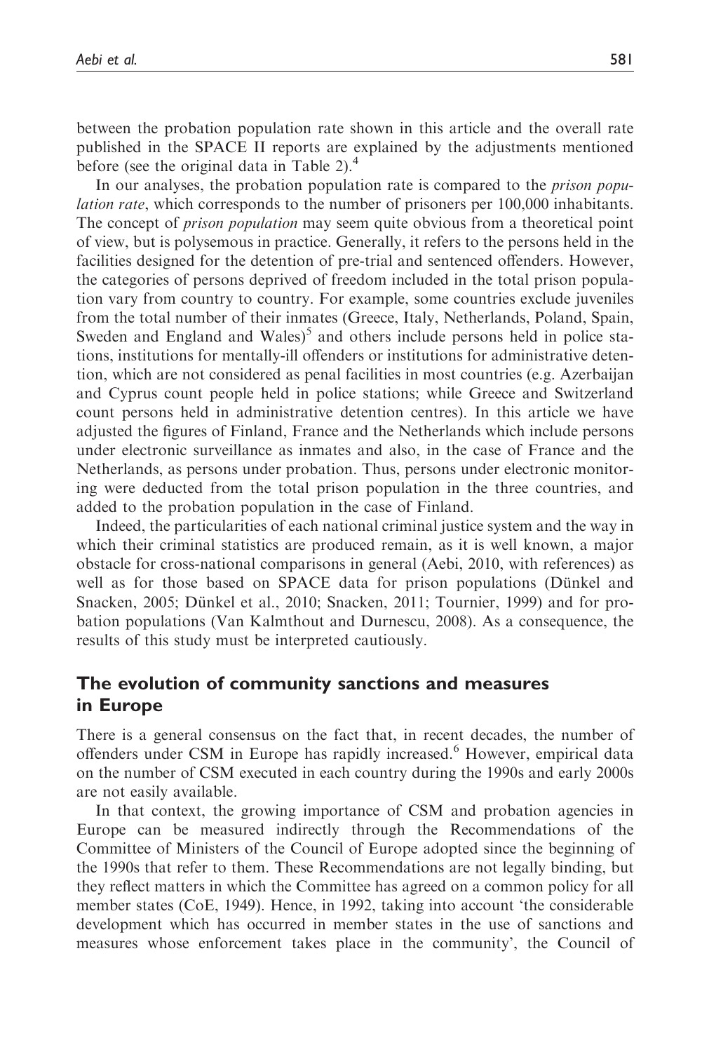between the probation population rate shown in this article and the overall rate published in the SPACE II reports are explained by the adjustments mentioned before (see the original data in Table 2).[4]

In our analyses, the probation population rate is compared to the *prison population rate*, which corresponds to the number of prisoners per 100,000 inhabitants. The concept of *prison population* may seem quite obvious from a theoretical point of view, but is polysemous in practice. Generally, it refers to the persons held in the facilities designed for the detention of pre-trial and sentenced offenders. However, the categories of persons deprived of freedom included in the total prison population vary from country to country. For example, some countries exclude juveniles from the total number of their inmates (Greece, Italy, Netherlands, Poland, Spain, Sweden and England and Wales)[5] and others include persons held in police stations, institutions for mentally-ill offenders or institutions for administrative detention, which are not considered as penal facilities in most countries (e.g. Azerbaijan and Cyprus count people held in police stations; while Greece and Switzerland count persons held in administrative detention centres). In this article we have adjusted the figures of Finland, France and the Netherlands which include persons under electronic surveillance as inmates and also, in the case of France and the Netherlands, as persons under probation. Thus, persons under electronic monitoring were deducted from the total prison population in the three countries, and added to the probation population in the case of Finland.

Indeed, the particularities of each national criminal justice system and the way in which their criminal statistics are produced remain, as it is well known, a major obstacle for cross-national comparisons in general (Aebi, 2010, with references) as well as for those based on SPACE data for prison populations (Dünkel and Snacken, 2005; Dünkel et al., 2010; Snacken, 2011; Tournier, 1999) and for probation populations (Van Kalmthout and Durnescu, 2008). As a consequence, the results of this study must be interpreted cautiously.

## The evolution of community sanctions and measures in Europe

There is a general consensus on the fact that, in recent decades, the number of offenders under CSM in Europe has rapidly increased.[6] However, empirical data on the number of CSM executed in each country during the 1990s and early 2000s are not easily available.

In that context, the growing importance of CSM and probation agencies in Europe can be measured indirectly through the Recommendations of the Committee of Ministers of the Council of Europe adopted since the beginning of the 1990s that refer to them. These Recommendations are not legally binding, but they reflect matters in which the Committee has agreed on a common policy for all member states (CoE, 1949). Hence, in 1992, taking into account 'the considerable development which has occurred in member states in the use of sanctions and measures whose enforcement takes place in the community', the Council of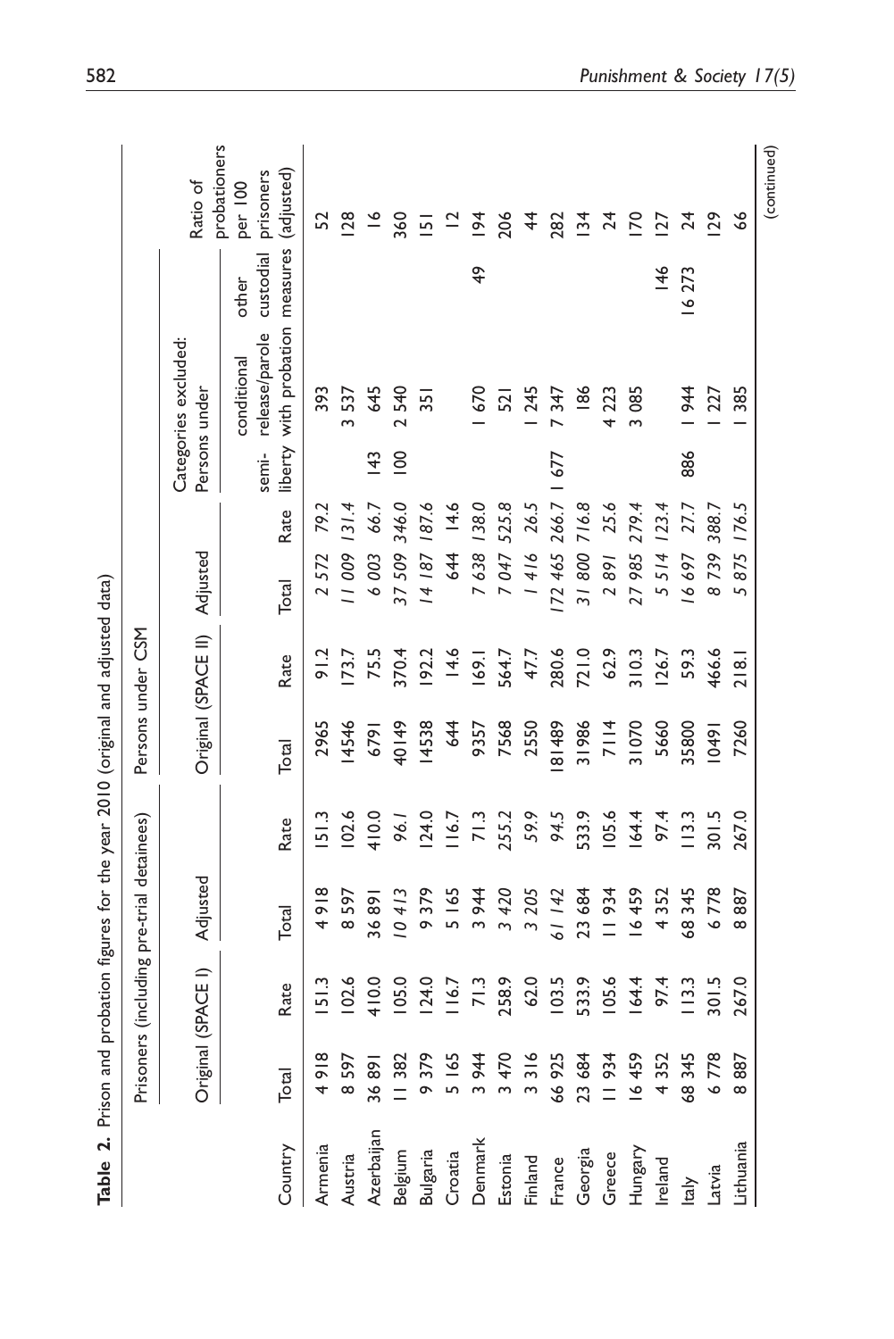**Table 2.** Prison and probation figures for the year 2010 (original and adjusted data)

| Country | Prisoners (including pre-trial detainees) | | | | Persons under CSM | | | | Categories excluded: Persons under | | | Ratio of probationers per 100 prisoners (adjusted) |
|---|---|---|---|---|---|---|---|---|---|---|---|---|
| | Original (SPACE I) | | Adjusted | | Original (SPACE II) | | Adjusted | | | | | |
| | Total | Rate | Total | Rate | Total | Rate | Total | Rate | semi-liberty | conditional release/parole with probation | other custodial measures | |
| Armenia | 4 918 | 151.3 | 4 918 | 151.3 | 2965 | 91.2 | *2 572* | *79.2* | | 393 | | 52 |
| Austria | 8 597 | 102.6 | 8 597 | 102.6 | 14546 | 173.7 | *11 009* | *131.4* | | 3 537 | | 128 |
| Azerbaijan | 36 891 | 410.0 | 36 891 | 410.0 | 6791 | 75.5 | *6 003* | *66.7* | 143 | 645 | | 16 |
| Belgium | 11 382 | 105.0 | *10 413* | *96.1* | 40149 | 370.4 | *37 509* | *346.0* | 100 | 2 540 | | 360 |
| Bulgaria | 9 379 | 124.0 | 9 379 | 124.0 | 14538 | 192.2 | *14 187* | *187.6* | | 351 | | 151 |
| Croatia | 5 165 | 116.7 | 5 165 | 116.7 | 644 | 14.6 | *644* | *14.6* | | | | 12 |
| Denmark | 3 944 | 71.3 | 3 944 | 71.3 | 9357 | 169.1 | *7 638* | *138.0* | | 1 670 | 49 | 194 |
| Estonia | 3 470 | 258.9 | *3 420* | *255.2* | 7568 | 564.7 | *7 047* | *525.8* | | 521 | | 206 |
| Finland | 3 316 | 62.0 | *3 205* | *59.9* | 2550 | 47.7 | *1 416* | *26.5* | | 1 245 | | 44 |
| France | 66 925 | 103.5 | *61 142* | *94.5* | 181489 | 280.6 | *172 465* | *266.7* | 1 677 | 7 347 | | 282 |
| Georgia | 23 684 | 533.9 | 23 684 | 533.9 | 31986 | 721.0 | *31 800* | *716.8* | | 186 | | 134 |
| Greece | 11 934 | 105.6 | 11 934 | 105.6 | 7114 | 62.9 | *2 891* | *25.6* | | 4 223 | | 24 |
| Hungary | 16 459 | 164.4 | 16 459 | 164.4 | 31070 | 310.3 | *27 985* | *279.4* | | 3 085 | | 170 |
| Ireland | 4 352 | 97.4 | 4 352 | 97.4 | 5660 | 126.7 | *5 514* | *123.4* | | | 146 | 127 |
| Italy | 68 345 | 113.3 | 68 345 | 113.3 | 35800 | 59.3 | *16 697* | *27.7* | 886 | 1 944 | 16 273 | 24 |
| Latvia | 6 778 | 301.5 | 6 778 | 301.5 | 10491 | 466.6 | *8 739* | *388.7* | | 1 227 | | 129 |
| Lithuania | 8 887 | 267.0 | 8 887 | 267.0 | 7260 | 218.1 | *5 875* | *176.5* | | 1 385 | | 66 |

(continued)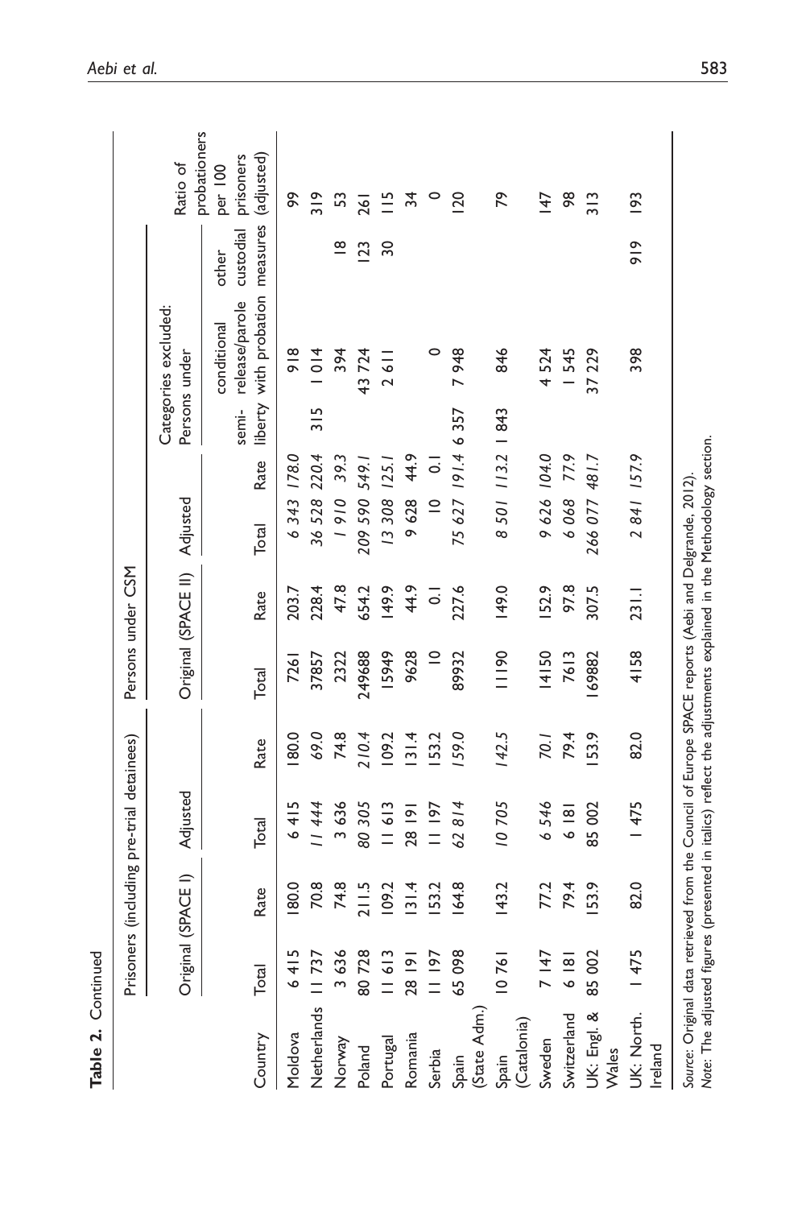**Table 2.** Continued

| Country | Prisoners (including pre-trial detainees) | | | | Persons under CSM | | | | Categories excluded: Persons under | | | Ratio of probationers per 100 prisoners (adjusted) |
|---|---|---|---|---|---|---|---|---|---|---|---|---|
| | Original (SPACE I) | | Adjusted | | Original (SPACE II) | | Adjusted | | | | | |
| | Total | Rate | Total | Rate | Total | Rate | Total | Rate | semi-liberty | conditional release/parole with probation | other custodial measures | |
| Moldova | 6 415 | 180.0 | 6 415 | 180.0 | 7261 | 203.7 | *6 343* | *178.0* | | 918 | | 99 |
| Netherlands | 11 737 | 70.8 | *11 444* | *69.0* | 37857 | 228.4 | *36 528* | *220.4* | 315 | 1 014 | | 319 |
| Norway | 3 636 | 74.8 | 3 636 | 74.8 | 2322 | 47.8 | *1 910* | *39.3* | | 394 | 18 | 53 |
| Poland | 80 728 | 211.5 | *80 305* | *210.4* | 249688 | 654.2 | *209 590* | *549.1* | | 43 724 | 123 | 261 |
| Portugal | 11 613 | 109.2 | 11 613 | 109.2 | 15949 | 149.9 | *13 308* | *125.1* | | 2 611 | 30 | 115 |
| Romania | 28 191 | 131.4 | 28 191 | 131.4 | 9628 | 44.9 | 9 628 | 44.9 | | | | 34 |
| Serbia | 11 197 | 153.2 | 11 197 | 153.2 | 10 | 0.1 | 10 | 0.1 | | 0 | | 0 |
| Spain (State Adm.) | 65 098 | 164.8 | *62 814* | *159.0* | 89932 | 227.6 | *75 627* | *191.4* | 6 357 | 7 948 | | 120 |
| Spain (Catalonia) | 10 761 | 143.2 | *10 705* | *142.5* | 11190 | 149.0 | *8 501* | *113.2* | 1 843 | 846 | | 79 |
| Sweden | 7 147 | 77.2 | *6 546* | *70.1* | 14150 | 152.9 | *9 626* | *104.0* | | 4 524 | | 147 |
| Switzerland | 6 181 | 79.4 | 6 181 | 79.4 | 7613 | 97.8 | *6 068* | *77.9* | | 1 545 | | 98 |
| UK: Engl. & Wales | 85 002 | 153.9 | 85 002 | 153.9 | 169882 | 307.5 | *266 077* | *481.7* | | 37 229 | | 313 |
| UK: North. Ireland | 1 475 | 82.0 | 1 475 | 82.0 | 4158 | 231.1 | *2 841* | *157.9* | | 398 | 919 | 193 |

*Source*: Original data retrieved from the Council of Europe SPACE reports (Aebi and Delgrande, 2012).
*Note*: The adjusted figures (presented in italics) reflect the adjustments explained in the Methodology section.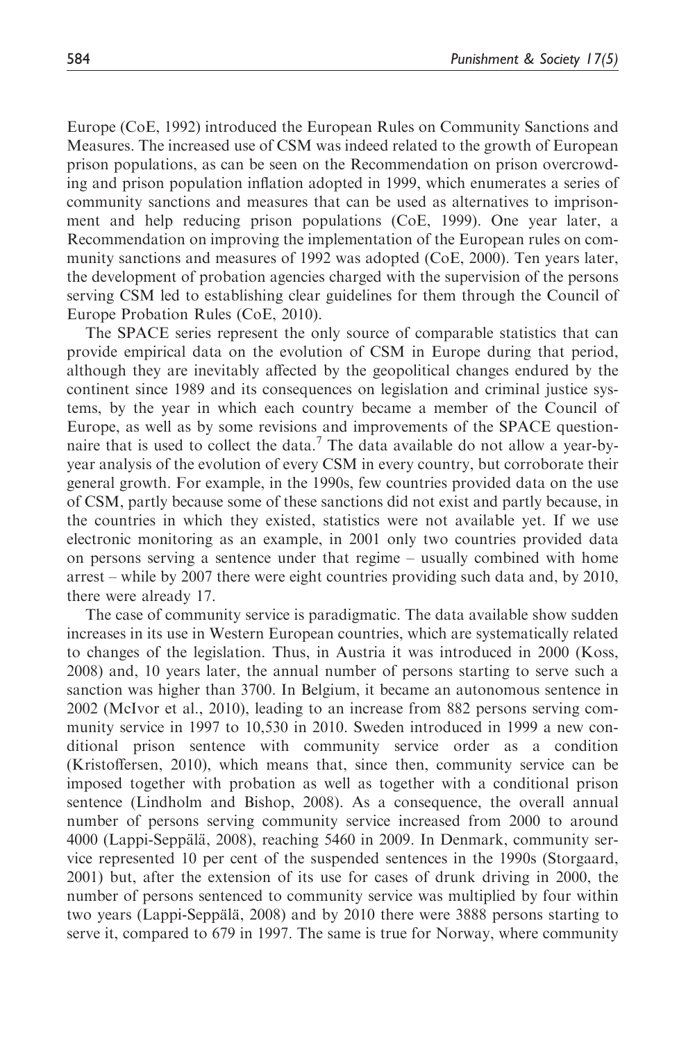Europe (CoE, 1992) introduced the European Rules on Community Sanctions and Measures. The increased use of CSM was indeed related to the growth of European prison populations, as can be seen on the Recommendation on prison overcrowding and prison population inflation adopted in 1999, which enumerates a series of community sanctions and measures that can be used as alternatives to imprisonment and help reducing prison populations (CoE, 1999). One year later, a Recommendation on improving the implementation of the European rules on community sanctions and measures of 1992 was adopted (CoE, 2000). Ten years later, the development of probation agencies charged with the supervision of the persons serving CSM led to establishing clear guidelines for them through the Council of Europe Probation Rules (CoE, 2010).

The SPACE series represent the only source of comparable statistics that can provide empirical data on the evolution of CSM in Europe during that period, although they are inevitably affected by the geopolitical changes endured by the continent since 1989 and its consequences on legislation and criminal justice systems, by the year in which each country became a member of the Council of Europe, as well as by some revisions and improvements of the SPACE questionnaire that is used to collect the data.[7] The data available do not allow a year-by-year analysis of the evolution of every CSM in every country, but corroborate their general growth. For example, in the 1990s, few countries provided data on the use of CSM, partly because some of these sanctions did not exist and partly because, in the countries in which they existed, statistics were not available yet. If we use electronic monitoring as an example, in 2001 only two countries provided data on persons serving a sentence under that regime – usually combined with home arrest – while by 2007 there were eight countries providing such data and, by 2010, there were already 17.

The case of community service is paradigmatic. The data available show sudden increases in its use in Western European countries, which are systematically related to changes of the legislation. Thus, in Austria it was introduced in 2000 (Koss, 2008) and, 10 years later, the annual number of persons starting to serve such a sanction was higher than 3700. In Belgium, it became an autonomous sentence in 2002 (McIvor et al., 2010), leading to an increase from 882 persons serving community service in 1997 to 10,530 in 2010. Sweden introduced in 1999 a new conditional prison sentence with community service order as a condition (Kristoffersen, 2010), which means that, since then, community service can be imposed together with probation as well as together with a conditional prison sentence (Lindholm and Bishop, 2008). As a consequence, the overall annual number of persons serving community service increased from 2000 to around 4000 (Lappi-Seppälä, 2008), reaching 5460 in 2009. In Denmark, community service represented 10 per cent of the suspended sentences in the 1990s (Storgaard, 2001) but, after the extension of its use for cases of drunk driving in 2000, the number of persons sentenced to community service was multiplied by four within two years (Lappi-Seppälä, 2008) and by 2010 there were 3888 persons starting to serve it, compared to 679 in 1997. The same is true for Norway, where community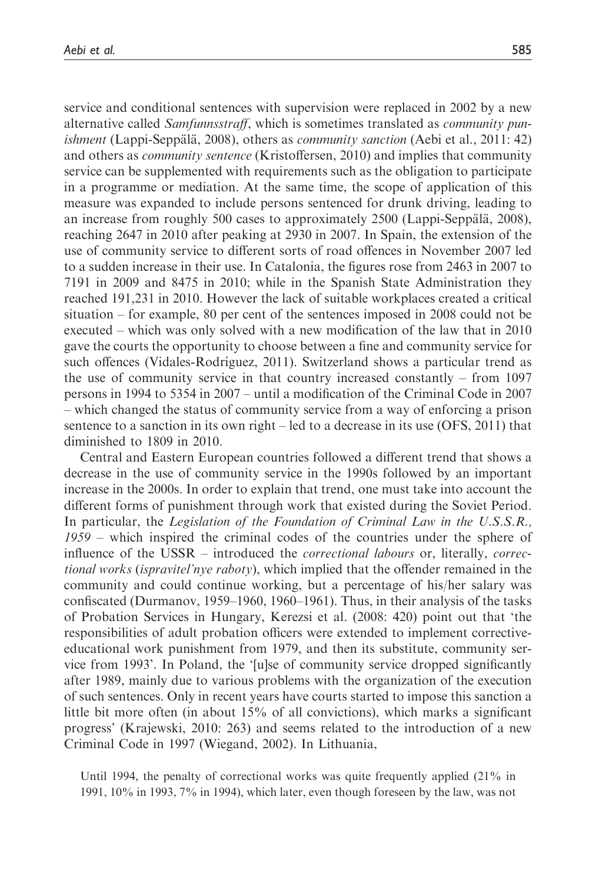service and conditional sentences with supervision were replaced in 2002 by a new alternative called *Samfunnsstraff*, which is sometimes translated as *community punishment* (Lappi-Seppälä, 2008), others as *community sanction* (Aebi et al., 2011: 42) and others as *community sentence* (Kristoffersen, 2010) and implies that community service can be supplemented with requirements such as the obligation to participate in a programme or mediation. At the same time, the scope of application of this measure was expanded to include persons sentenced for drunk driving, leading to an increase from roughly 500 cases to approximately 2500 (Lappi-Seppälä, 2008), reaching 2647 in 2010 after peaking at 2930 in 2007. In Spain, the extension of the use of community service to different sorts of road offences in November 2007 led to a sudden increase in their use. In Catalonia, the figures rose from 2463 in 2007 to 7191 in 2009 and 8475 in 2010; while in the Spanish State Administration they reached 191,231 in 2010. However the lack of suitable workplaces created a critical situation – for example, 80 per cent of the sentences imposed in 2008 could not be executed – which was only solved with a new modification of the law that in 2010 gave the courts the opportunity to choose between a fine and community service for such offences (Vidales-Rodríguez, 2011). Switzerland shows a particular trend as the use of community service in that country increased constantly – from 1097 persons in 1994 to 5354 in 2007 – until a modification of the Criminal Code in 2007 – which changed the status of community service from a way of enforcing a prison sentence to a sanction in its own right – led to a decrease in its use (OFS, 2011) that diminished to 1809 in 2010.

Central and Eastern European countries followed a different trend that shows a decrease in the use of community service in the 1990s followed by an important increase in the 2000s. In order to explain that trend, one must take into account the different forms of punishment through work that existed during the Soviet Period. In particular, the *Legislation of the Foundation of Criminal Law in the U.S.S.R., 1959* – which inspired the criminal codes of the countries under the sphere of influence of the USSR – introduced the *correctional labours* or, literally, *correctional works* (*ispravitel'nye raboty*), which implied that the offender remained in the community and could continue working, but a percentage of his/her salary was confiscated (Durmanov, 1959–1960, 1960–1961). Thus, in their analysis of the tasks of Probation Services in Hungary, Kerezsi et al. (2008: 420) point out that 'the responsibilities of adult probation officers were extended to implement corrective-educational work punishment from 1979, and then its substitute, community service from 1993'. In Poland, the '[u]se of community service dropped significantly after 1989, mainly due to various problems with the organization of the execution of such sentences. Only in recent years have courts started to impose this sanction a little bit more often (in about 15% of all convictions), which marks a significant progress' (Krajewski, 2010: 263) and seems related to the introduction of a new Criminal Code in 1997 (Wiegand, 2002). In Lithuania,

> Until 1994, the penalty of correctional works was quite frequently applied (21% in 1991, 10% in 1993, 7% in 1994), which later, even though foreseen by the law, was not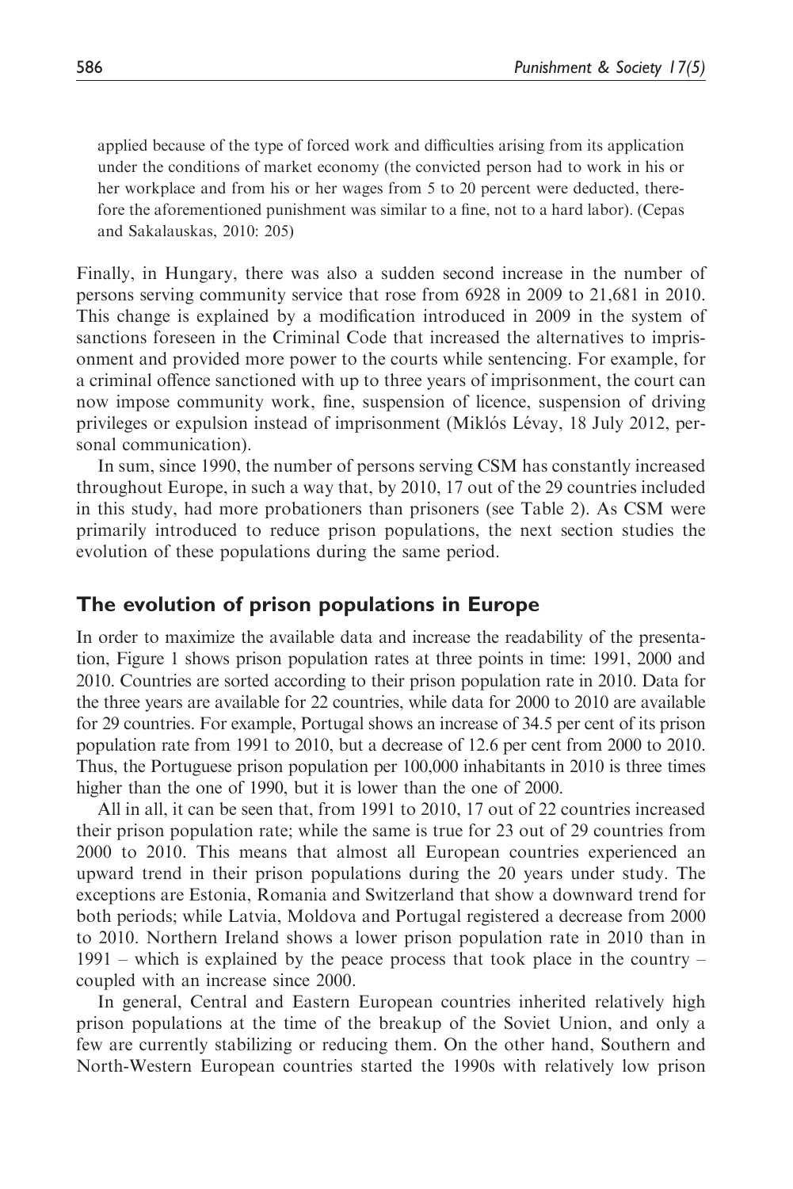applied because of the type of forced work and difficulties arising from its application under the conditions of market economy (the convicted person had to work in his or her workplace and from his or her wages from 5 to 20 percent were deducted, therefore the aforementioned punishment was similar to a fine, not to a hard labor). (Cepas and Sakalauskas, 2010: 205)

Finally, in Hungary, there was also a sudden second increase in the number of persons serving community service that rose from 6928 in 2009 to 21,681 in 2010. This change is explained by a modification introduced in 2009 in the system of sanctions foreseen in the Criminal Code that increased the alternatives to imprisonment and provided more power to the courts while sentencing. For example, for a criminal offence sanctioned with up to three years of imprisonment, the court can now impose community work, fine, suspension of licence, suspension of driving privileges or expulsion instead of imprisonment (Miklós Lévay, 18 July 2012, personal communication).

In sum, since 1990, the number of persons serving CSM has constantly increased throughout Europe, in such a way that, by 2010, 17 out of the 29 countries included in this study, had more probationers than prisoners (see Table 2). As CSM were primarily introduced to reduce prison populations, the next section studies the evolution of these populations during the same period.

## The evolution of prison populations in Europe

In order to maximize the available data and increase the readability of the presentation, Figure 1 shows prison population rates at three points in time: 1991, 2000 and 2010. Countries are sorted according to their prison population rate in 2010. Data for the three years are available for 22 countries, while data for 2000 to 2010 are available for 29 countries. For example, Portugal shows an increase of 34.5 per cent of its prison population rate from 1991 to 2010, but a decrease of 12.6 per cent from 2000 to 2010. Thus, the Portuguese prison population per 100,000 inhabitants in 2010 is three times higher than the one of 1990, but it is lower than the one of 2000.

All in all, it can be seen that, from 1991 to 2010, 17 out of 22 countries increased their prison population rate; while the same is true for 23 out of 29 countries from 2000 to 2010. This means that almost all European countries experienced an upward trend in their prison populations during the 20 years under study. The exceptions are Estonia, Romania and Switzerland that show a downward trend for both periods; while Latvia, Moldova and Portugal registered a decrease from 2000 to 2010. Northern Ireland shows a lower prison population rate in 2010 than in 1991 – which is explained by the peace process that took place in the country – coupled with an increase since 2000.

In general, Central and Eastern European countries inherited relatively high prison populations at the time of the breakup of the Soviet Union, and only a few are currently stabilizing or reducing them. On the other hand, Southern and North-Western European countries started the 1990s with relatively low prison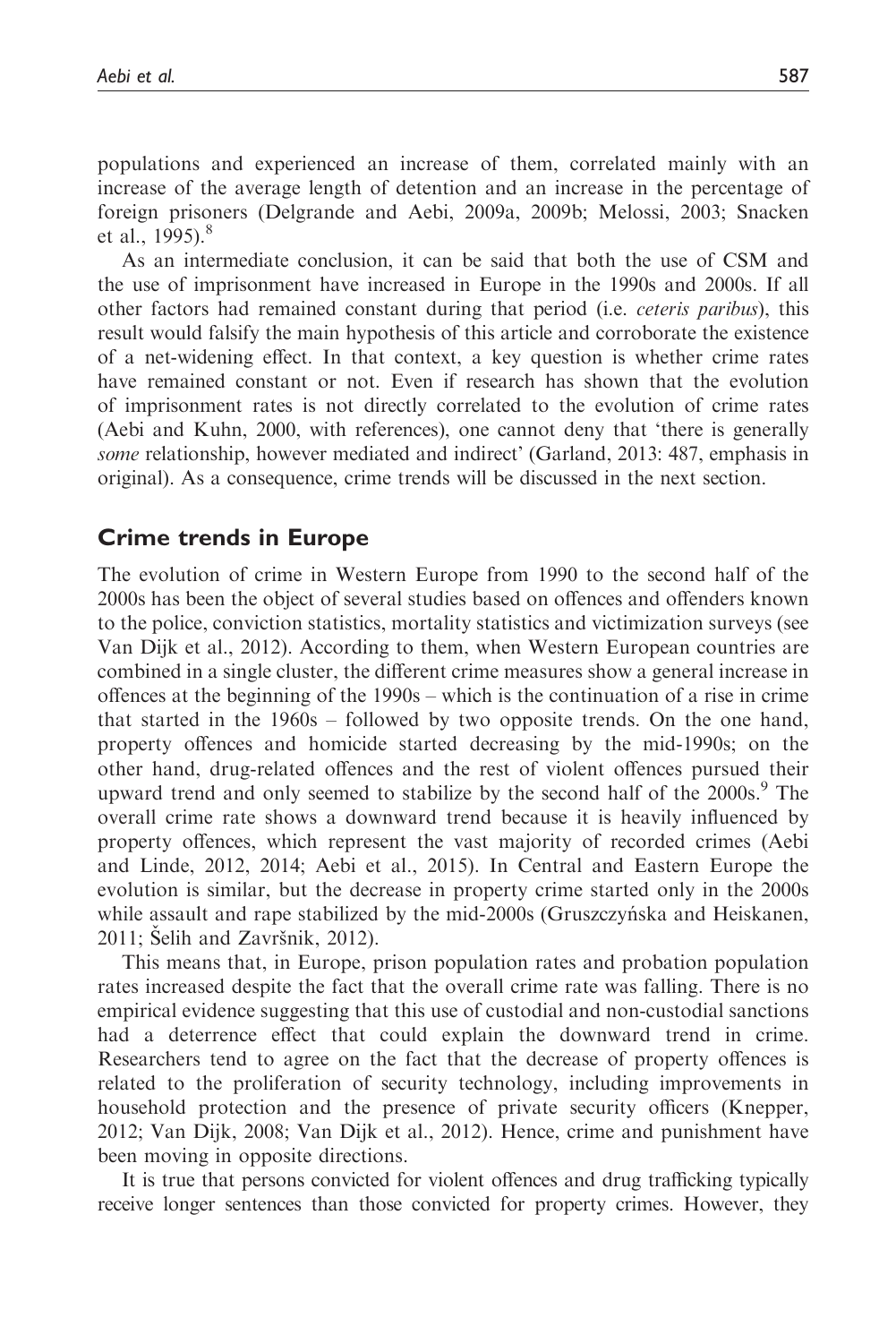populations and experienced an increase of them, correlated mainly with an increase of the average length of detention and an increase in the percentage of foreign prisoners (Delgrande and Aebi, 2009a, 2009b; Melossi, 2003; Snacken et al., 1995).[8]

As an intermediate conclusion, it can be said that both the use of CSM and the use of imprisonment have increased in Europe in the 1990s and 2000s. If all other factors had remained constant during that period (i.e. *ceteris paribus*), this result would falsify the main hypothesis of this article and corroborate the existence of a net-widening effect. In that context, a key question is whether crime rates have remained constant or not. Even if research has shown that the evolution of imprisonment rates is not directly correlated to the evolution of crime rates (Aebi and Kuhn, 2000, with references), one cannot deny that 'there is generally *some* relationship, however mediated and indirect' (Garland, 2013: 487, emphasis in original). As a consequence, crime trends will be discussed in the next section.

## Crime trends in Europe

The evolution of crime in Western Europe from 1990 to the second half of the 2000s has been the object of several studies based on offences and offenders known to the police, conviction statistics, mortality statistics and victimization surveys (see Van Dijk et al., 2012). According to them, when Western European countries are combined in a single cluster, the different crime measures show a general increase in offences at the beginning of the 1990s – which is the continuation of a rise in crime that started in the 1960s – followed by two opposite trends. On the one hand, property offences and homicide started decreasing by the mid-1990s; on the other hand, drug-related offences and the rest of violent offences pursued their upward trend and only seemed to stabilize by the second half of the 2000s.[9] The overall crime rate shows a downward trend because it is heavily influenced by property offences, which represent the vast majority of recorded crimes (Aebi and Linde, 2012, 2014; Aebi et al., 2015). In Central and Eastern Europe the evolution is similar, but the decrease in property crime started only in the 2000s while assault and rape stabilized by the mid-2000s (Gruszczyńska and Heiskanen, 2011; Šelih and Završnik, 2012).

This means that, in Europe, prison population rates and probation population rates increased despite the fact that the overall crime rate was falling. There is no empirical evidence suggesting that this use of custodial and non-custodial sanctions had a deterrence effect that could explain the downward trend in crime. Researchers tend to agree on the fact that the decrease of property offences is related to the proliferation of security technology, including improvements in household protection and the presence of private security officers (Knepper, 2012; Van Dijk, 2008; Van Dijk et al., 2012). Hence, crime and punishment have been moving in opposite directions.

It is true that persons convicted for violent offences and drug trafficking typically receive longer sentences than those convicted for property crimes. However, they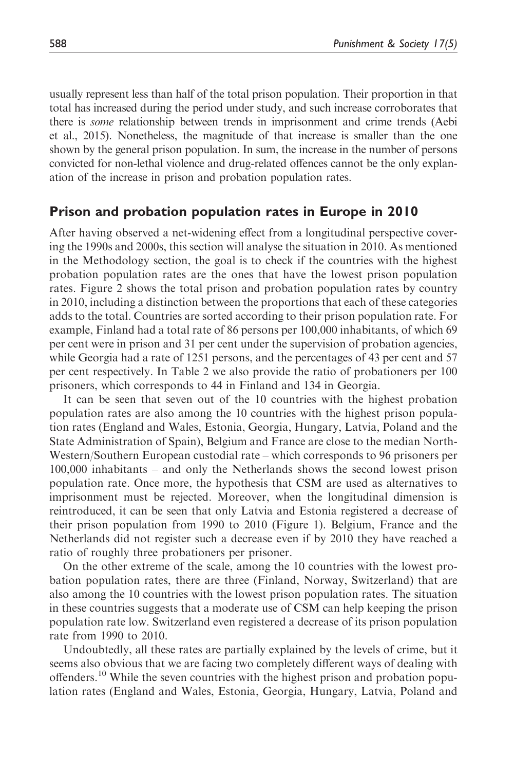usually represent less than half of the total prison population. Their proportion in that total has increased during the period under study, and such increase corroborates that there is *some* relationship between trends in imprisonment and crime trends (Aebi et al., 2015). Nonetheless, the magnitude of that increase is smaller than the one shown by the general prison population. In sum, the increase in the number of persons convicted for non-lethal violence and drug-related offences cannot be the only explanation of the increase in prison and probation population rates.

## Prison and probation population rates in Europe in 2010

After having observed a net-widening effect from a longitudinal perspective covering the 1990s and 2000s, this section will analyse the situation in 2010. As mentioned in the Methodology section, the goal is to check if the countries with the highest probation population rates are the ones that have the lowest prison population rates. Figure 2 shows the total prison and probation population rates by country in 2010, including a distinction between the proportions that each of these categories adds to the total. Countries are sorted according to their prison population rate. For example, Finland had a total rate of 86 persons per 100,000 inhabitants, of which 69 per cent were in prison and 31 per cent under the supervision of probation agencies, while Georgia had a rate of 1251 persons, and the percentages of 43 per cent and 57 per cent respectively. In Table 2 we also provide the ratio of probationers per 100 prisoners, which corresponds to 44 in Finland and 134 in Georgia.

It can be seen that seven out of the 10 countries with the highest probation population rates are also among the 10 countries with the highest prison population rates (England and Wales, Estonia, Georgia, Hungary, Latvia, Poland and the State Administration of Spain), Belgium and France are close to the median North-Western/Southern European custodial rate – which corresponds to 96 prisoners per 100,000 inhabitants – and only the Netherlands shows the second lowest prison population rate. Once more, the hypothesis that CSM are used as alternatives to imprisonment must be rejected. Moreover, when the longitudinal dimension is reintroduced, it can be seen that only Latvia and Estonia registered a decrease of their prison population from 1990 to 2010 (Figure 1). Belgium, France and the Netherlands did not register such a decrease even if by 2010 they have reached a ratio of roughly three probationers per prisoner.

On the other extreme of the scale, among the 10 countries with the lowest probation population rates, there are three (Finland, Norway, Switzerland) that are also among the 10 countries with the lowest prison population rates. The situation in these countries suggests that a moderate use of CSM can help keeping the prison population rate low. Switzerland even registered a decrease of its prison population rate from 1990 to 2010.

Undoubtedly, all these rates are partially explained by the levels of crime, but it seems also obvious that we are facing two completely different ways of dealing with offenders.[10] While the seven countries with the highest prison and probation population rates (England and Wales, Estonia, Georgia, Hungary, Latvia, Poland and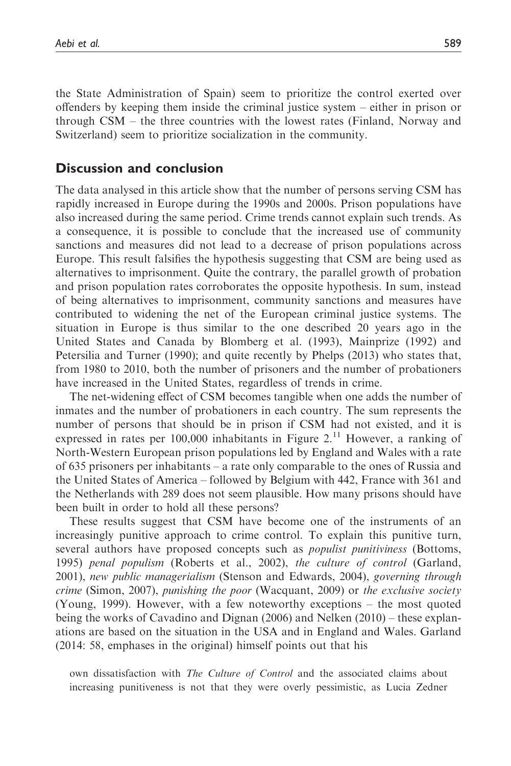the State Administration of Spain) seem to prioritize the control exerted over offenders by keeping them inside the criminal justice system – either in prison or through CSM – the three countries with the lowest rates (Finland, Norway and Switzerland) seem to prioritize socialization in the community.

## Discussion and conclusion

The data analysed in this article show that the number of persons serving CSM has rapidly increased in Europe during the 1990s and 2000s. Prison populations have also increased during the same period. Crime trends cannot explain such trends. As a consequence, it is possible to conclude that the increased use of community sanctions and measures did not lead to a decrease of prison populations across Europe. This result falsifies the hypothesis suggesting that CSM are being used as alternatives to imprisonment. Quite the contrary, the parallel growth of probation and prison population rates corroborates the opposite hypothesis. In sum, instead of being alternatives to imprisonment, community sanctions and measures have contributed to widening the net of the European criminal justice systems. The situation in Europe is thus similar to the one described 20 years ago in the United States and Canada by Blomberg et al. (1993), Mainprize (1992) and Petersilia and Turner (1990); and quite recently by Phelps (2013) who states that, from 1980 to 2010, both the number of prisoners and the number of probationers have increased in the United States, regardless of trends in crime.

The net-widening effect of CSM becomes tangible when one adds the number of inmates and the number of probationers in each country. The sum represents the number of persons that should be in prison if CSM had not existed, and it is expressed in rates per 100,000 inhabitants in Figure 2.[11] However, a ranking of North-Western European prison populations led by England and Wales with a rate of 635 prisoners per inhabitants – a rate only comparable to the ones of Russia and the United States of America – followed by Belgium with 442, France with 361 and the Netherlands with 289 does not seem plausible. How many prisons should have been built in order to hold all these persons?

These results suggest that CSM have become one of the instruments of an increasingly punitive approach to crime control. To explain this punitive turn, several authors have proposed concepts such as *populist punitiviness* (Bottoms, 1995) *penal populism* (Roberts et al., 2002), *the culture of control* (Garland, 2001), *new public managerialism* (Stenson and Edwards, 2004), *governing through crime* (Simon, 2007), *punishing the poor* (Wacquant, 2009) or *the exclusive society* (Young, 1999). However, with a few noteworthy exceptions – the most quoted being the works of Cavadino and Dignan (2006) and Nelken (2010) – these explanations are based on the situation in the USA and in England and Wales. Garland (2014: 58, emphases in the original) himself points out that his

> own dissatisfaction with *The Culture of Control* and the associated claims about increasing punitiveness is not that they were overly pessimistic, as Lucia Zedner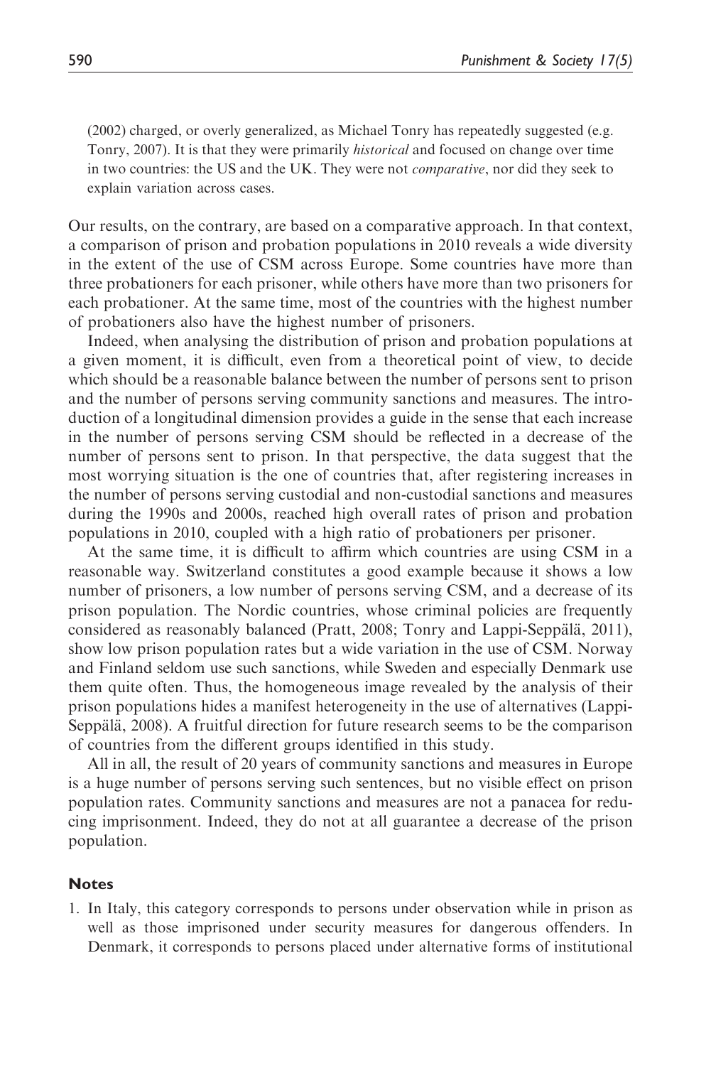(2002) charged, or overly generalized, as Michael Tonry has repeatedly suggested (e.g. Tonry, 2007). It is that they were primarily *historical* and focused on change over time in two countries: the US and the UK. They were not *comparative*, nor did they seek to explain variation across cases.

Our results, on the contrary, are based on a comparative approach. In that context, a comparison of prison and probation populations in 2010 reveals a wide diversity in the extent of the use of CSM across Europe. Some countries have more than three probationers for each prisoner, while others have more than two prisoners for each probationer. At the same time, most of the countries with the highest number of probationers also have the highest number of prisoners.

Indeed, when analysing the distribution of prison and probation populations at a given moment, it is difficult, even from a theoretical point of view, to decide which should be a reasonable balance between the number of persons sent to prison and the number of persons serving community sanctions and measures. The introduction of a longitudinal dimension provides a guide in the sense that each increase in the number of persons serving CSM should be reflected in a decrease of the number of persons sent to prison. In that perspective, the data suggest that the most worrying situation is the one of countries that, after registering increases in the number of persons serving custodial and non-custodial sanctions and measures during the 1990s and 2000s, reached high overall rates of prison and probation populations in 2010, coupled with a high ratio of probationers per prisoner.

At the same time, it is difficult to affirm which countries are using CSM in a reasonable way. Switzerland constitutes a good example because it shows a low number of prisoners, a low number of persons serving CSM, and a decrease of its prison population. The Nordic countries, whose criminal policies are frequently considered as reasonably balanced (Pratt, 2008; Tonry and Lappi-Seppälä, 2011), show low prison population rates but a wide variation in the use of CSM. Norway and Finland seldom use such sanctions, while Sweden and especially Denmark use them quite often. Thus, the homogeneous image revealed by the analysis of their prison populations hides a manifest heterogeneity in the use of alternatives (Lappi-Seppälä, 2008). A fruitful direction for future research seems to be the comparison of countries from the different groups identified in this study.

All in all, the result of 20 years of community sanctions and measures in Europe is a huge number of persons serving such sentences, but no visible effect on prison population rates. Community sanctions and measures are not a panacea for reducing imprisonment. Indeed, they do not at all guarantee a decrease of the prison population.

## Notes

1. In Italy, this category corresponds to persons under observation while in prison as well as those imprisoned under security measures for dangerous offenders. In Denmark, it corresponds to persons placed under alternative forms of institutional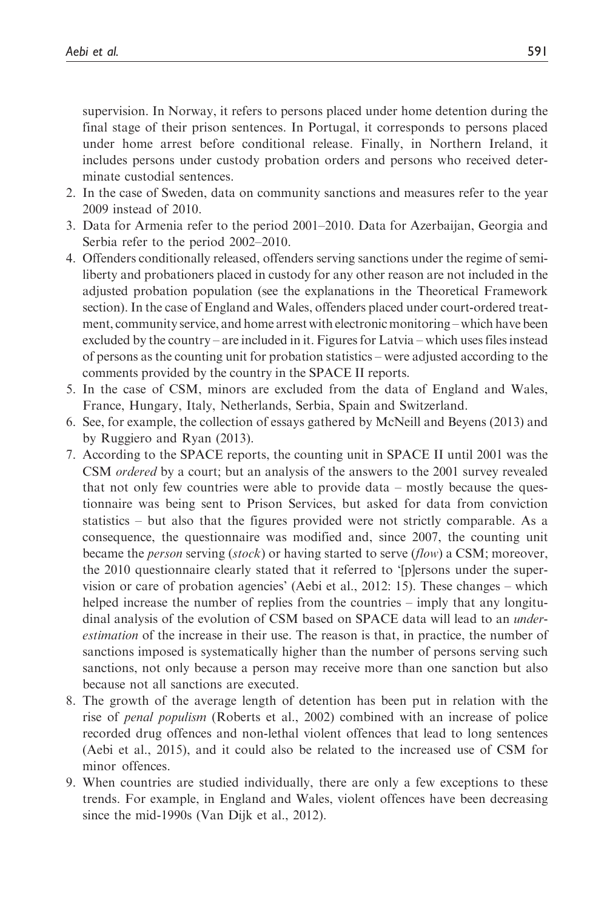supervision. In Norway, it refers to persons placed under home detention during the final stage of their prison sentences. In Portugal, it corresponds to persons placed under home arrest before conditional release. Finally, in Northern Ireland, it includes persons under custody probation orders and persons who received determinate custodial sentences.

2. In the case of Sweden, data on community sanctions and measures refer to the year 2009 instead of 2010.
3. Data for Armenia refer to the period 2001–2010. Data for Azerbaijan, Georgia and Serbia refer to the period 2002–2010.
4. Offenders conditionally released, offenders serving sanctions under the regime of semi-liberty and probationers placed in custody for any other reason are not included in the adjusted probation population (see the explanations in the Theoretical Framework section). In the case of England and Wales, offenders placed under court-ordered treatment, community service, and home arrest with electronic monitoring – which have been excluded by the country – are included in it. Figures for Latvia – which uses files instead of persons as the counting unit for probation statistics – were adjusted according to the comments provided by the country in the SPACE II reports.
5. In the case of CSM, minors are excluded from the data of England and Wales, France, Hungary, Italy, Netherlands, Serbia, Spain and Switzerland.
6. See, for example, the collection of essays gathered by McNeill and Beyens (2013) and by Ruggiero and Ryan (2013).
7. According to the SPACE reports, the counting unit in SPACE II until 2001 was the CSM *ordered* by a court; but an analysis of the answers to the 2001 survey revealed that not only few countries were able to provide data – mostly because the questionnaire was being sent to Prison Services, but asked for data from conviction statistics – but also that the figures provided were not strictly comparable. As a consequence, the questionnaire was modified and, since 2007, the counting unit became the *person* serving (*stock*) or having started to serve (*flow*) a CSM; moreover, the 2010 questionnaire clearly stated that it referred to '[p]ersons under the supervision or care of probation agencies' (Aebi et al., 2012: 15). These changes – which helped increase the number of replies from the countries – imply that any longitudinal analysis of the evolution of CSM based on SPACE data will lead to an *underestimation* of the increase in their use. The reason is that, in practice, the number of sanctions imposed is systematically higher than the number of persons serving such sanctions, not only because a person may receive more than one sanction but also because not all sanctions are executed.
8. The growth of the average length of detention has been put in relation with the rise of *penal populism* (Roberts et al., 2002) combined with an increase of police recorded drug offences and non-lethal violent offences that lead to long sentences (Aebi et al., 2015), and it could also be related to the increased use of CSM for minor offences.
9. When countries are studied individually, there are only a few exceptions to these trends. For example, in England and Wales, violent offences have been decreasing since the mid-1990s (Van Dijk et al., 2012).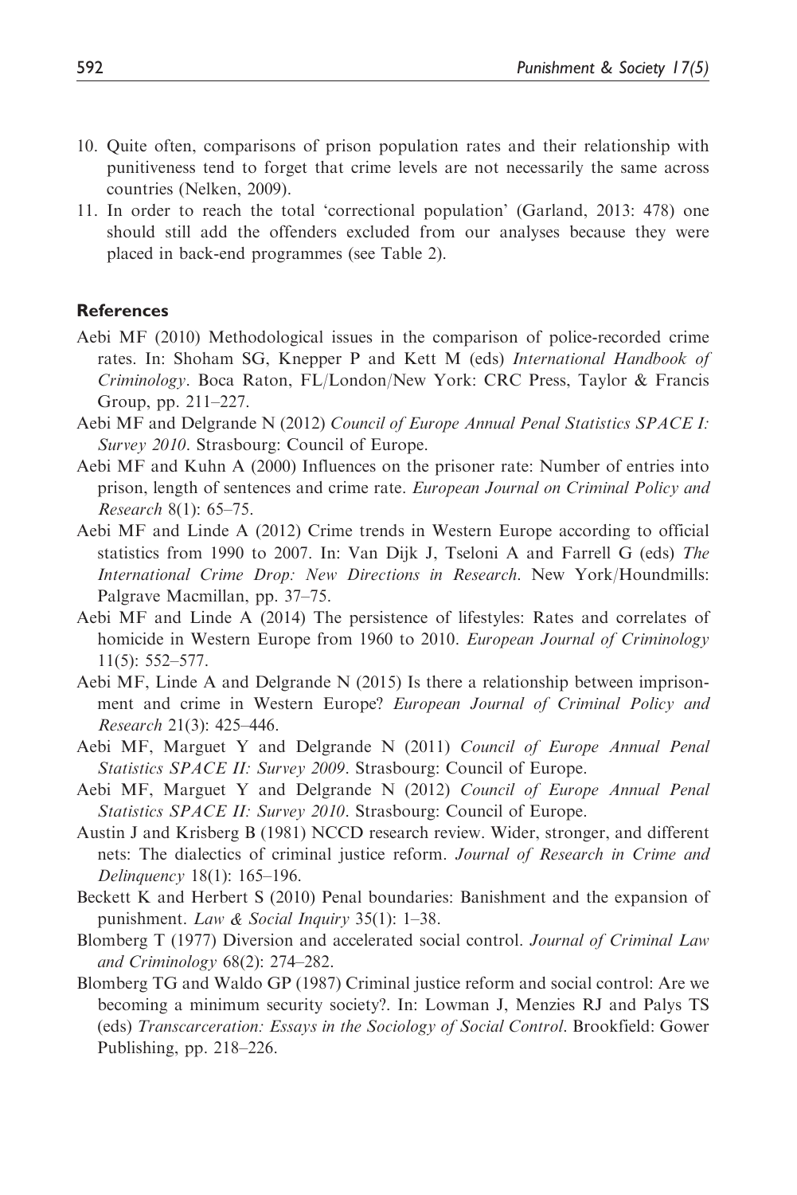10. Quite often, comparisons of prison population rates and their relationship with punitiveness tend to forget that crime levels are not necessarily the same across countries (Nelken, 2009).
11. In order to reach the total 'correctional population' (Garland, 2013: 478) one should still add the offenders excluded from our analyses because they were placed in back-end programmes (see Table 2).

## References

Aebi MF (2010) Methodological issues in the comparison of police-recorded crime rates. In: Shoham SG, Knepper P and Kett M (eds) *International Handbook of Criminology*. Boca Raton, FL/London/New York: CRC Press, Taylor & Francis Group, pp. 211–227.

Aebi MF and Delgrande N (2012) *Council of Europe Annual Penal Statistics SPACE I: Survey 2010*. Strasbourg: Council of Europe.

Aebi MF and Kuhn A (2000) Influences on the prisoner rate: Number of entries into prison, length of sentences and crime rate. *European Journal on Criminal Policy and Research* 8(1): 65–75.

Aebi MF and Linde A (2012) Crime trends in Western Europe according to official statistics from 1990 to 2007. In: Van Dijk J, Tseloni A and Farrell G (eds) *The International Crime Drop: New Directions in Research*. New York/Houndmills: Palgrave Macmillan, pp. 37–75.

Aebi MF and Linde A (2014) The persistence of lifestyles: Rates and correlates of homicide in Western Europe from 1960 to 2010. *European Journal of Criminology* 11(5): 552–577.

Aebi MF, Linde A and Delgrande N (2015) Is there a relationship between imprisonment and crime in Western Europe? *European Journal of Criminal Policy and Research* 21(3): 425–446.

Aebi MF, Marguet Y and Delgrande N (2011) *Council of Europe Annual Penal Statistics SPACE II: Survey 2009*. Strasbourg: Council of Europe.

Aebi MF, Marguet Y and Delgrande N (2012) *Council of Europe Annual Penal Statistics SPACE II: Survey 2010*. Strasbourg: Council of Europe.

Austin J and Krisberg B (1981) NCCD research review. Wider, stronger, and different nets: The dialectics of criminal justice reform. *Journal of Research in Crime and Delinquency* 18(1): 165–196.

Beckett K and Herbert S (2010) Penal boundaries: Banishment and the expansion of punishment. *Law & Social Inquiry* 35(1): 1–38.

Blomberg T (1977) Diversion and accelerated social control. *Journal of Criminal Law and Criminology* 68(2): 274–282.

Blomberg TG and Waldo GP (1987) Criminal justice reform and social control: Are we becoming a minimum security society?. In: Lowman J, Menzies RJ and Palys TS (eds) *Transcarceration: Essays in the Sociology of Social Control*. Brookfield: Gower Publishing, pp. 218–226.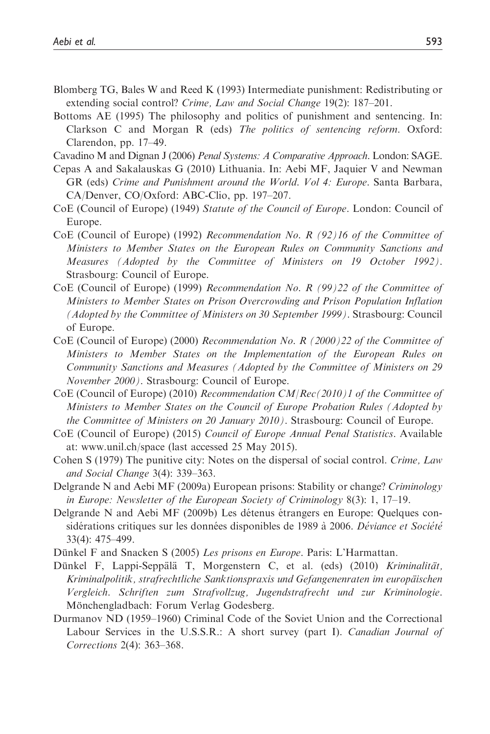Blomberg TG, Bales W and Reed K (1993) Intermediate punishment: Redistributing or extending social control? *Crime, Law and Social Change* 19(2): 187–201.

Bottoms AE (1995) The philosophy and politics of punishment and sentencing. In: Clarkson C and Morgan R (eds) *The politics of sentencing reform*. Oxford: Clarendon, pp. 17–49.

Cavadino M and Dignan J (2006) *Penal Systems: A Comparative Approach*. London: SAGE.

Cepas A and Sakalauskas G (2010) Lithuania. In: Aebi MF, Jaquier V and Newman GR (eds) *Crime and Punishment around the World. Vol 4: Europe*. Santa Barbara, CA/Denver, CO/Oxford: ABC-Clio, pp. 197–207.

CoE (Council of Europe) (1949) *Statute of the Council of Europe*. London: Council of Europe.

CoE (Council of Europe) (1992) *Recommendation No. R (92)16 of the Committee of Ministers to Member States on the European Rules on Community Sanctions and Measures (Adopted by the Committee of Ministers on 19 October 1992)*. Strasbourg: Council of Europe.

CoE (Council of Europe) (1999) *Recommendation No. R (99)22 of the Committee of Ministers to Member States on Prison Overcrowding and Prison Population Inflation (Adopted by the Committee of Ministers on 30 September 1999)*. Strasbourg: Council of Europe.

CoE (Council of Europe) (2000) *Recommendation No. R (2000)22 of the Committee of Ministers to Member States on the Implementation of the European Rules on Community Sanctions and Measures (Adopted by the Committee of Ministers on 29 November 2000)*. Strasbourg: Council of Europe.

CoE (Council of Europe) (2010) *Recommendation CM/Rec(2010)1 of the Committee of Ministers to Member States on the Council of Europe Probation Rules (Adopted by the Committee of Ministers on 20 January 2010)*. Strasbourg: Council of Europe.

CoE (Council of Europe) (2015) *Council of Europe Annual Penal Statistics*. Available at: www.unil.ch/space (last accessed 25 May 2015).

Cohen S (1979) The punitive city: Notes on the dispersal of social control. *Crime, Law and Social Change* 3(4): 339–363.

Delgrande N and Aebi MF (2009a) European prisons: Stability or change? *Criminology in Europe: Newsletter of the European Society of Criminology* 8(3): 1, 17–19.

Delgrande N and Aebi MF (2009b) Les détenus étrangers en Europe: Quelques considérations critiques sur les données disponibles de 1989 à 2006. *Déviance et Société* 33(4): 475–499.

Dünkel F and Snacken S (2005) *Les prisons en Europe*. Paris: L'Harmattan.

Dünkel F, Lappi-Seppälä T, Morgenstern C, et al. (eds) (2010) *Kriminalität, Kriminalpolitik, strafrechtliche Sanktionspraxis und Gefangenenraten im europäischen Vergleich. Schriften zum Strafvollzug, Jugendstrafrecht und zur Kriminologie*. Mönchengladbach: Forum Verlag Godesberg.

Durmanov ND (1959–1960) Criminal Code of the Soviet Union and the Correctional Labour Services in the U.S.S.R.: A short survey (part I). *Canadian Journal of Corrections* 2(4): 363–368.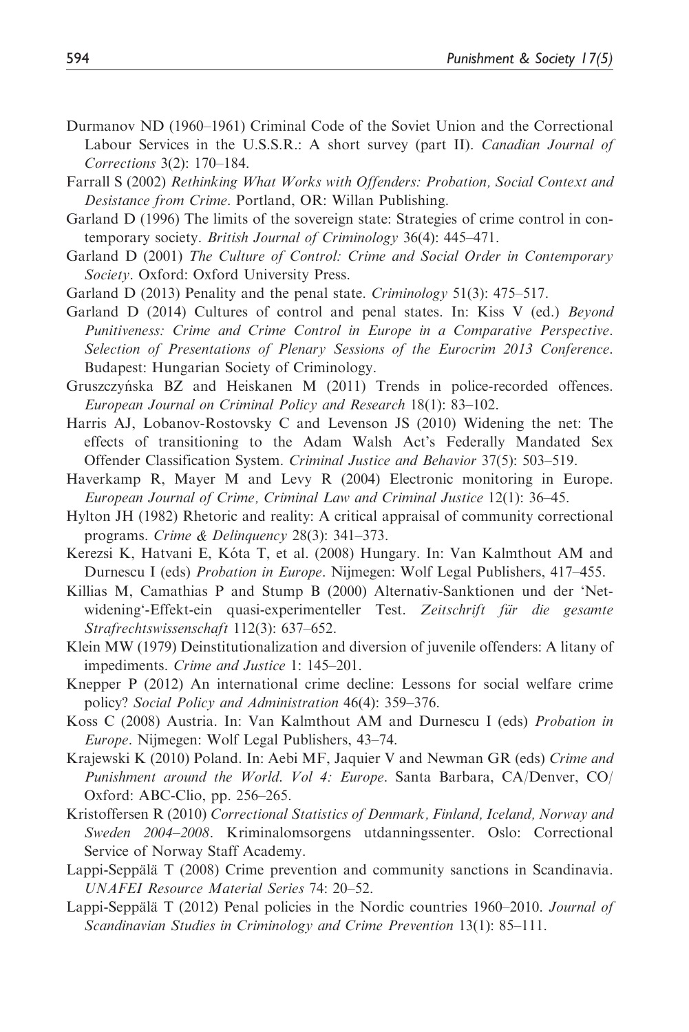Durmanov ND (1960–1961) Criminal Code of the Soviet Union and the Correctional Labour Services in the U.S.S.R.: A short survey (part II). *Canadian Journal of Corrections* 3(2): 170–184.

Farrall S (2002) *Rethinking What Works with Offenders: Probation, Social Context and Desistance from Crime*. Portland, OR: Willan Publishing.

Garland D (1996) The limits of the sovereign state: Strategies of crime control in contemporary society. *British Journal of Criminology* 36(4): 445–471.

Garland D (2001) *The Culture of Control: Crime and Social Order in Contemporary Society*. Oxford: Oxford University Press.

Garland D (2013) Penality and the penal state. *Criminology* 51(3): 475–517.

Garland D (2014) Cultures of control and penal states. In: Kiss V (ed.) *Beyond Punitiveness: Crime and Crime Control in Europe in a Comparative Perspective. Selection of Presentations of Plenary Sessions of the Eurocrim 2013 Conference*. Budapest: Hungarian Society of Criminology.

Gruszczyńska BZ and Heiskanen M (2011) Trends in police-recorded offences. *European Journal on Criminal Policy and Research* 18(1): 83–102.

Harris AJ, Lobanov-Rostovsky C and Levenson JS (2010) Widening the net: The effects of transitioning to the Adam Walsh Act's Federally Mandated Sex Offender Classification System. *Criminal Justice and Behavior* 37(5): 503–519.

Haverkamp R, Mayer M and Levy R (2004) Electronic monitoring in Europe. *European Journal of Crime, Criminal Law and Criminal Justice* 12(1): 36–45.

Hylton JH (1982) Rhetoric and reality: A critical appraisal of community correctional programs. *Crime & Delinquency* 28(3): 341–373.

Kerezsi K, Hatvani E, Kóta T, et al. (2008) Hungary. In: Van Kalmthout AM and Durnescu I (eds) *Probation in Europe*. Nijmegen: Wolf Legal Publishers, 417–455.

Killias M, Camathias P and Stump B (2000) Alternativ-Sanktionen und der 'Net-widening'-Effekt-ein quasi-experimenteller Test. *Zeitschrift für die gesamte Strafrechtswissenschaft* 112(3): 637–652.

Klein MW (1979) Deinstitutionalization and diversion of juvenile offenders: A litany of impediments. *Crime and Justice* 1: 145–201.

Knepper P (2012) An international crime decline: Lessons for social welfare crime policy? *Social Policy and Administration* 46(4): 359–376.

Koss C (2008) Austria. In: Van Kalmthout AM and Durnescu I (eds) *Probation in Europe*. Nijmegen: Wolf Legal Publishers, 43–74.

Krajewski K (2010) Poland. In: Aebi MF, Jaquier V and Newman GR (eds) *Crime and Punishment around the World. Vol 4: Europe*. Santa Barbara, CA/Denver, CO/Oxford: ABC-Clio, pp. 256–265.

Kristoffersen R (2010) *Correctional Statistics of Denmark, Finland, Iceland, Norway and Sweden 2004–2008*. Kriminalomsorgens utdanningssenter. Oslo: Correctional Service of Norway Staff Academy.

Lappi-Seppälä T (2008) Crime prevention and community sanctions in Scandinavia. *UNAFEI Resource Material Series* 74: 20–52.

Lappi-Seppälä T (2012) Penal policies in the Nordic countries 1960–2010. *Journal of Scandinavian Studies in Criminology and Crime Prevention* 13(1): 85–111.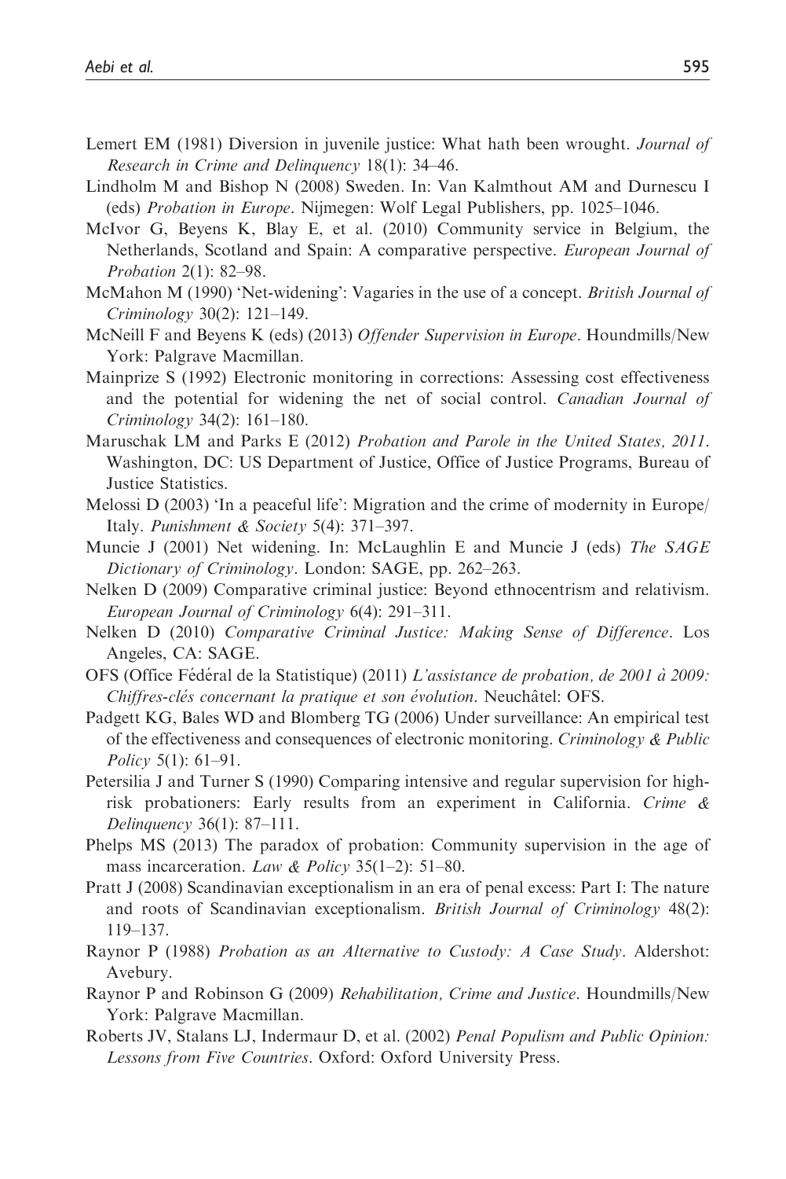Lemert EM (1981) Diversion in juvenile justice: What hath been wrought. *Journal of Research in Crime and Delinquency* 18(1): 34–46.

Lindholm M and Bishop N (2008) Sweden. In: Van Kalmthout AM and Durnescu I (eds) *Probation in Europe*. Nijmegen: Wolf Legal Publishers, pp. 1025–1046.

McIvor G, Beyens K, Blay E, et al. (2010) Community service in Belgium, the Netherlands, Scotland and Spain: A comparative perspective. *European Journal of Probation* 2(1): 82–98.

McMahon M (1990) 'Net-widening': Vagaries in the use of a concept. *British Journal of Criminology* 30(2): 121–149.

McNeill F and Beyens K (eds) (2013) *Offender Supervision in Europe*. Houndmills/New York: Palgrave Macmillan.

Mainprize S (1992) Electronic monitoring in corrections: Assessing cost effectiveness and the potential for widening the net of social control. *Canadian Journal of Criminology* 34(2): 161–180.

Maruschak LM and Parks E (2012) *Probation and Parole in the United States, 2011*. Washington, DC: US Department of Justice, Office of Justice Programs, Bureau of Justice Statistics.

Melossi D (2003) 'In a peaceful life': Migration and the crime of modernity in Europe/Italy. *Punishment & Society* 5(4): 371–397.

Muncie J (2001) Net widening. In: McLaughlin E and Muncie J (eds) *The SAGE Dictionary of Criminology*. London: SAGE, pp. 262–263.

Nelken D (2009) Comparative criminal justice: Beyond ethnocentrism and relativism. *European Journal of Criminology* 6(4): 291–311.

Nelken D (2010) *Comparative Criminal Justice: Making Sense of Difference*. Los Angeles, CA: SAGE.

OFS (Office Fédéral de la Statistique) (2011) *L'assistance de probation, de 2001 à 2009: Chiffres-clés concernant la pratique et son évolution*. Neuchâtel: OFS.

Padgett KG, Bales WD and Blomberg TG (2006) Under surveillance: An empirical test of the effectiveness and consequences of electronic monitoring. *Criminology & Public Policy* 5(1): 61–91.

Petersilia J and Turner S (1990) Comparing intensive and regular supervision for high-risk probationers: Early results from an experiment in California. *Crime & Delinquency* 36(1): 87–111.

Phelps MS (2013) The paradox of probation: Community supervision in the age of mass incarceration. *Law & Policy* 35(1–2): 51–80.

Pratt J (2008) Scandinavian exceptionalism in an era of penal excess: Part I: The nature and roots of Scandinavian exceptionalism. *British Journal of Criminology* 48(2): 119–137.

Raynor P (1988) *Probation as an Alternative to Custody: A Case Study*. Aldershot: Avebury.

Raynor P and Robinson G (2009) *Rehabilitation, Crime and Justice*. Houndmills/New York: Palgrave Macmillan.

Roberts JV, Stalans LJ, Indermaur D, et al. (2002) *Penal Populism and Public Opinion: Lessons from Five Countries*. Oxford: Oxford University Press.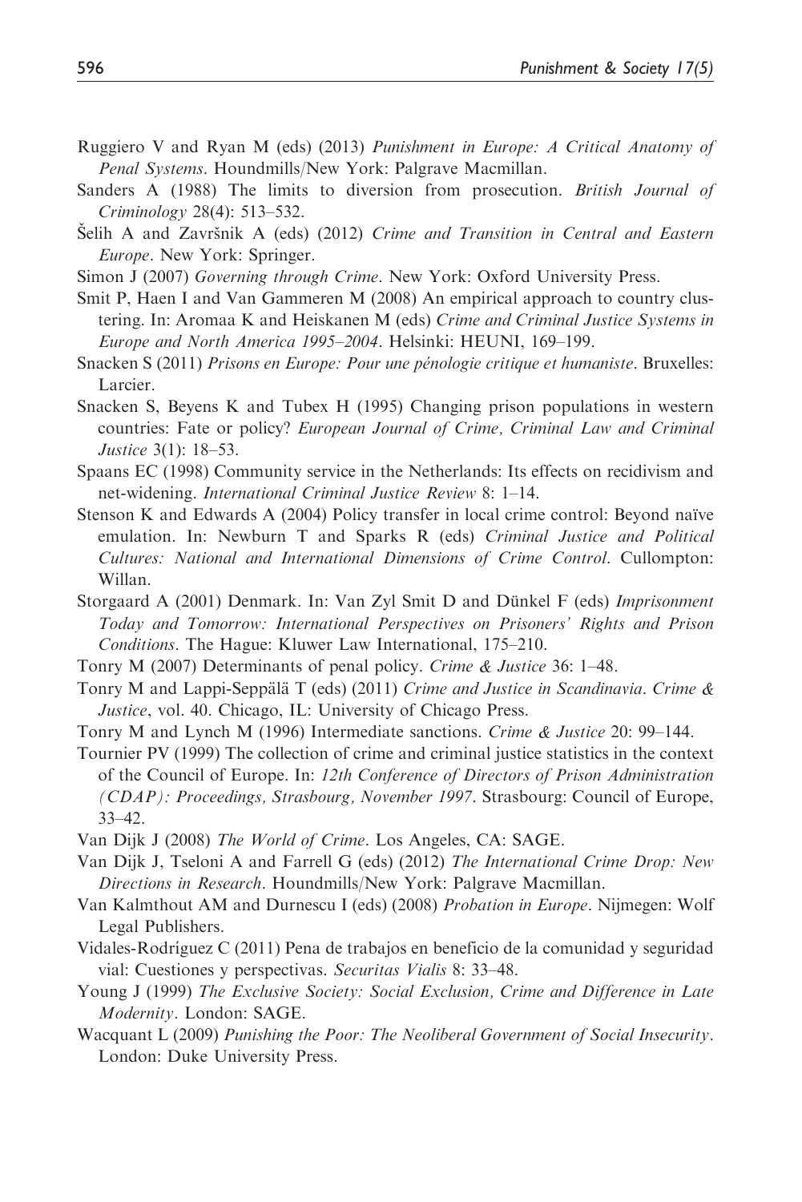Ruggiero V and Ryan M (eds) (2013) *Punishment in Europe: A Critical Anatomy of Penal Systems*. Houndmills/New York: Palgrave Macmillan.

Sanders A (1988) The limits to diversion from prosecution. *British Journal of Criminology* 28(4): 513–532.

Šelih A and Završnik A (eds) (2012) *Crime and Transition in Central and Eastern Europe*. New York: Springer.

Simon J (2007) *Governing through Crime*. New York: Oxford University Press.

Smit P, Haen I and Van Gammeren M (2008) An empirical approach to country clustering. In: Aromaa K and Heiskanen M (eds) *Crime and Criminal Justice Systems in Europe and North America 1995–2004*. Helsinki: HEUNI, 169–199.

Snacken S (2011) *Prisons en Europe: Pour une pénologie critique et humaniste*. Bruxelles: Larcier.

Snacken S, Beyens K and Tubex H (1995) Changing prison populations in western countries: Fate or policy? *European Journal of Crime, Criminal Law and Criminal Justice* 3(1): 18–53.

Spaans EC (1998) Community service in the Netherlands: Its effects on recidivism and net-widening. *International Criminal Justice Review* 8: 1–14.

Stenson K and Edwards A (2004) Policy transfer in local crime control: Beyond naïve emulation. In: Newburn T and Sparks R (eds) *Criminal Justice and Political Cultures: National and International Dimensions of Crime Control*. Cullompton: Willan.

Storgaard A (2001) Denmark. In: Van Zyl Smit D and Dünkel F (eds) *Imprisonment Today and Tomorrow: International Perspectives on Prisoners' Rights and Prison Conditions*. The Hague: Kluwer Law International, 175–210.

Tonry M (2007) Determinants of penal policy. *Crime & Justice* 36: 1–48.

Tonry M and Lappi-Seppälä T (eds) (2011) *Crime and Justice in Scandinavia*. *Crime & Justice*, vol. 40. Chicago, IL: University of Chicago Press.

Tonry M and Lynch M (1996) Intermediate sanctions. *Crime & Justice* 20: 99–144.

Tournier PV (1999) The collection of crime and criminal justice statistics in the context of the Council of Europe. In: *12th Conference of Directors of Prison Administration (CDAP): Proceedings, Strasbourg, November 1997*. Strasbourg: Council of Europe, 33–42.

Van Dijk J (2008) *The World of Crime*. Los Angeles, CA: SAGE.

Van Dijk J, Tseloni A and Farrell G (eds) (2012) *The International Crime Drop: New Directions in Research*. Houndmills/New York: Palgrave Macmillan.

Van Kalmthout AM and Durnescu I (eds) (2008) *Probation in Europe*. Nijmegen: Wolf Legal Publishers.

Vidales-Rodríguez C (2011) Pena de trabajos en beneficio de la comunidad y seguridad vial: Cuestiones y perspectivas. *Securitas Vialis* 8: 33–48.

Young J (1999) *The Exclusive Society: Social Exclusion, Crime and Difference in Late Modernity*. London: SAGE.

Wacquant L (2009) *Punishing the Poor: The Neoliberal Government of Social Insecurity*. London: Duke University Press.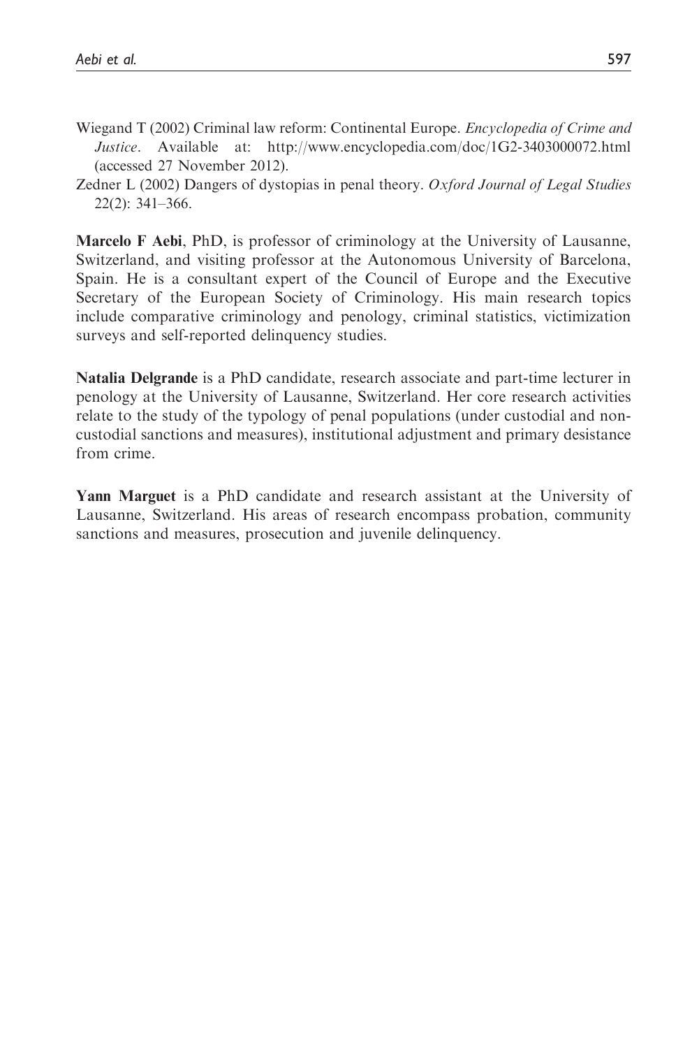Wiegand T (2002) Criminal law reform: Continental Europe. *Encyclopedia of Crime and Justice*. Available at: http://www.encyclopedia.com/doc/1G2-3403000072.html (accessed 27 November 2012).

Zedner L (2002) Dangers of dystopias in penal theory. *Oxford Journal of Legal Studies* 22(2): 341–366.

**Marcelo F Aebi**, PhD, is professor of criminology at the University of Lausanne, Switzerland, and visiting professor at the Autonomous University of Barcelona, Spain. He is a consultant expert of the Council of Europe and the Executive Secretary of the European Society of Criminology. His main research topics include comparative criminology and penology, criminal statistics, victimization surveys and self-reported delinquency studies.

**Natalia Delgrande** is a PhD candidate, research associate and part-time lecturer in penology at the University of Lausanne, Switzerland. Her core research activities relate to the study of the typology of penal populations (under custodial and non-custodial sanctions and measures), institutional adjustment and primary desistance from crime.

**Yann Marguet** is a PhD candidate and research assistant at the University of Lausanne, Switzerland. His areas of research encompass probation, community sanctions and measures, prosecution and juvenile delinquency.